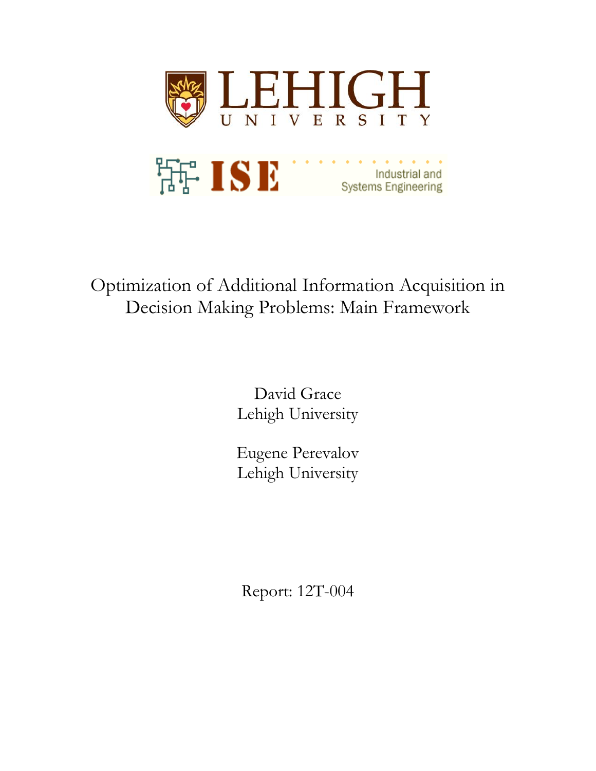LEHIGH UNIVERSITY

ISE Industrial and Systems Engineering

# Optimization of Additional Information Acquisition in Decision Making Problems: Main Framework

David Grace
Lehigh University

Eugene Perevalov
Lehigh University

Report: 12T-004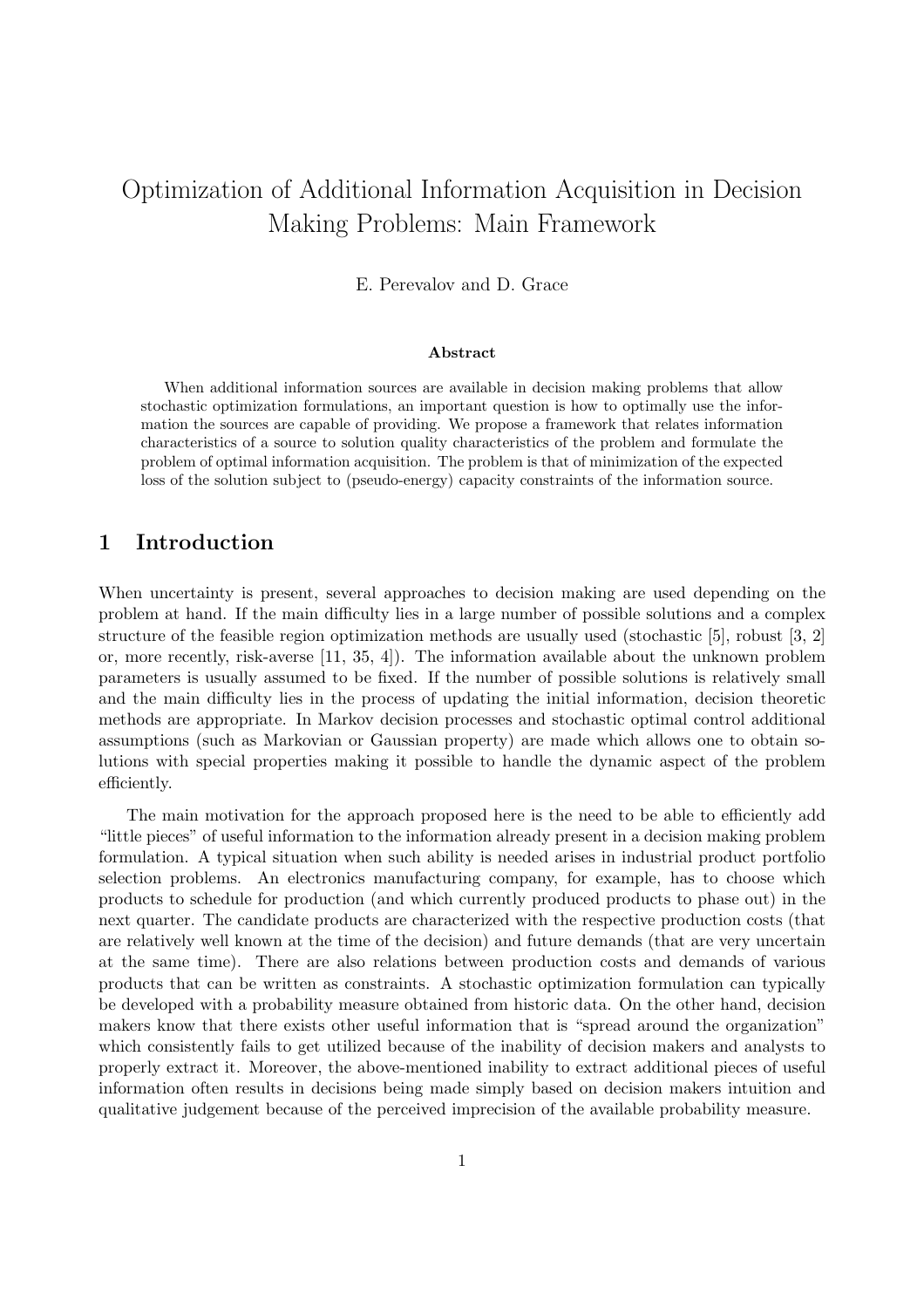# Optimization of Additional Information Acquisition in Decision Making Problems: Main Framework

E. Perevalov and D. Grace

**Abstract**

When additional information sources are available in decision making problems that allow stochastic optimization formulations, an important question is how to optimally use the information the sources are capable of providing. We propose a framework that relates information characteristics of a source to solution quality characteristics of the problem and formulate the problem of optimal information acquisition. The problem is that of minimization of the expected loss of the solution subject to (pseudo-energy) capacity constraints of the information source.

## 1 Introduction

When uncertainty is present, several approaches to decision making are used depending on the problem at hand. If the main difficulty lies in a large number of possible solutions and a complex structure of the feasible region optimization methods are usually used (stochastic [5], robust [3, 2] or, more recently, risk-averse [11, 35, 4]). The information available about the unknown problem parameters is usually assumed to be fixed. If the number of possible solutions is relatively small and the main difficulty lies in the process of updating the initial information, decision theoretic methods are appropriate. In Markov decision processes and stochastic optimal control additional assumptions (such as Markovian or Gaussian property) are made which allows one to obtain solutions with special properties making it possible to handle the dynamic aspect of the problem efficiently.

The main motivation for the approach proposed here is the need to be able to efficiently add "little pieces" of useful information to the information already present in a decision making problem formulation. A typical situation when such ability is needed arises in industrial product portfolio selection problems. An electronics manufacturing company, for example, has to choose which products to schedule for production (and which currently produced products to phase out) in the next quarter. The candidate products are characterized with the respective production costs (that are relatively well known at the time of the decision) and future demands (that are very uncertain at the same time). There are also relations between production costs and demands of various products that can be written as constraints. A stochastic optimization formulation can typically be developed with a probability measure obtained from historic data. On the other hand, decision makers know that there exists other useful information that is "spread around the organization" which consistently fails to get utilized because of the inability of decision makers and analysts to properly extract it. Moreover, the above-mentioned inability to extract additional pieces of useful information often results in decisions being made simply based on decision makers intuition and qualitative judgement because of the perceived imprecision of the available probability measure.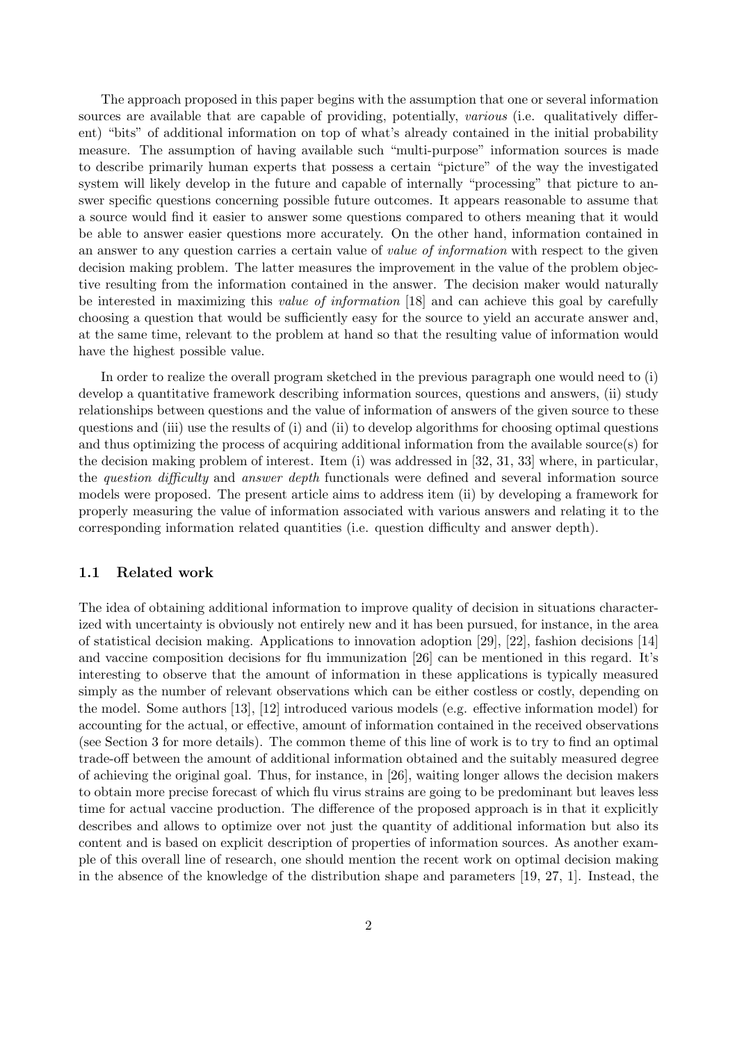The approach proposed in this paper begins with the assumption that one or several information sources are available that are capable of providing, potentially, *various* (i.e. qualitatively different) "bits" of additional information on top of what's already contained in the initial probability measure. The assumption of having available such "multi-purpose" information sources is made to describe primarily human experts that possess a certain "picture" of the way the investigated system will likely develop in the future and capable of internally "processing" that picture to answer specific questions concerning possible future outcomes. It appears reasonable to assume that a source would find it easier to answer some questions compared to others meaning that it would be able to answer easier questions more accurately. On the other hand, information contained in an answer to any question carries a certain value of *value of information* with respect to the given decision making problem. The latter measures the improvement in the value of the problem objective resulting from the information contained in the answer. The decision maker would naturally be interested in maximizing this *value of information* [18] and can achieve this goal by carefully choosing a question that would be sufficiently easy for the source to yield an accurate answer and, at the same time, relevant to the problem at hand so that the resulting value of information would have the highest possible value.

In order to realize the overall program sketched in the previous paragraph one would need to (i) develop a quantitative framework describing information sources, questions and answers, (ii) study relationships between questions and the value of information of answers of the given source to these questions and (iii) use the results of (i) and (ii) to develop algorithms for choosing optimal questions and thus optimizing the process of acquiring additional information from the available source(s) for the decision making problem of interest. Item (i) was addressed in [32, 31, 33] where, in particular, the *question difficulty* and *answer depth* functionals were defined and several information source models were proposed. The present article aims to address item (ii) by developing a framework for properly measuring the value of information associated with various answers and relating it to the corresponding information related quantities (i.e. question difficulty and answer depth).

### 1.1 Related work

The idea of obtaining additional information to improve quality of decision in situations characterized with uncertainty is obviously not entirely new and it has been pursued, for instance, in the area of statistical decision making. Applications to innovation adoption [29], [22], fashion decisions [14] and vaccine composition decisions for flu immunization [26] can be mentioned in this regard. It's interesting to observe that the amount of information in these applications is typically measured simply as the number of relevant observations which can be either costless or costly, depending on the model. Some authors [13], [12] introduced various models (e.g. effective information model) for accounting for the actual, or effective, amount of information contained in the received observations (see Section 3 for more details). The common theme of this line of work is to try to find an optimal trade-off between the amount of additional information obtained and the suitably measured degree of achieving the original goal. Thus, for instance, in [26], waiting longer allows the decision makers to obtain more precise forecast of which flu virus strains are going to be predominant but leaves less time for actual vaccine production. The difference of the proposed approach is in that it explicitly describes and allows to optimize over not just the quantity of additional information but also its content and is based on explicit description of properties of information sources. As another example of this overall line of research, one should mention the recent work on optimal decision making in the absence of the knowledge of the distribution shape and parameters [19, 27, 1]. Instead, the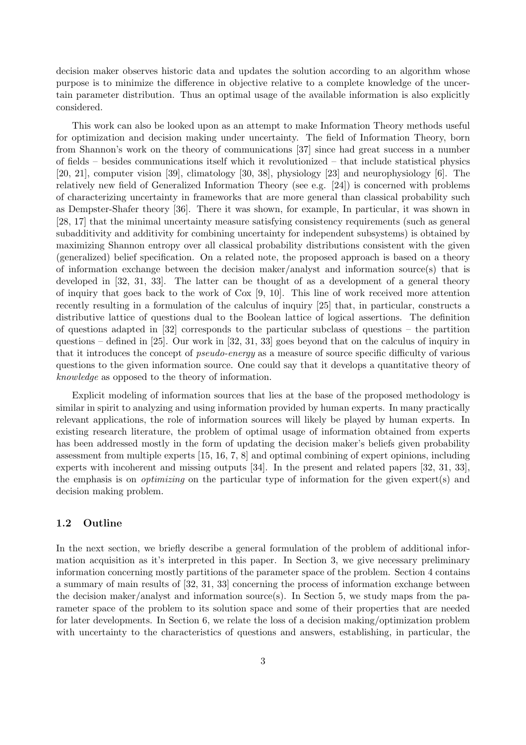decision maker observes historic data and updates the solution according to an algorithm whose purpose is to minimize the difference in objective relative to a complete knowledge of the uncertain parameter distribution. Thus an optimal usage of the available information is also explicitly considered.

This work can also be looked upon as an attempt to make Information Theory methods useful for optimization and decision making under uncertainty. The field of Information Theory, born from Shannon's work on the theory of communications [37] since had great success in a number of fields – besides communications itself which it revolutionized – that include statistical physics [20, 21], computer vision [39], climatology [30, 38], physiology [23] and neurophysiology [6]. The relatively new field of Generalized Information Theory (see e.g. [24]) is concerned with problems of characterizing uncertainty in frameworks that are more general than classical probability such as Dempster-Shafer theory [36]. There it was shown, for example, In particular, it was shown in [28, 17] that the minimal uncertainty measure satisfying consistency requirements (such as general subadditivity and additivity for combining uncertainty for independent subsystems) is obtained by maximizing Shannon entropy over all classical probability distributions consistent with the given (generalized) belief specification. On a related note, the proposed approach is based on a theory of information exchange between the decision maker/analyst and information source(s) that is developed in [32, 31, 33]. The latter can be thought of as a development of a general theory of inquiry that goes back to the work of Cox [9, 10]. This line of work received more attention recently resulting in a formulation of the calculus of inquiry [25] that, in particular, constructs a distributive lattice of questions dual to the Boolean lattice of logical assertions. The definition of questions adapted in [32] corresponds to the particular subclass of questions – the partition questions – defined in [25]. Our work in [32, 31, 33] goes beyond that on the calculus of inquiry in that it introduces the concept of *pseudo-energy* as a measure of source specific difficulty of various questions to the given information source. One could say that it develops a quantitative theory of *knowledge* as opposed to the theory of information.

Explicit modeling of information sources that lies at the base of the proposed methodology is similar in spirit to analyzing and using information provided by human experts. In many practically relevant applications, the role of information sources will likely be played by human experts. In existing research literature, the problem of optimal usage of information obtained from experts has been addressed mostly in the form of updating the decision maker's beliefs given probability assessment from multiple experts [15, 16, 7, 8] and optimal combining of expert opinions, including experts with incoherent and missing outputs [34]. In the present and related papers [32, 31, 33], the emphasis is on *optimizing* on the particular type of information for the given expert(s) and decision making problem.

### 1.2 Outline

In the next section, we briefly describe a general formulation of the problem of additional information acquisition as it's interpreted in this paper. In Section 3, we give necessary preliminary information concerning mostly partitions of the parameter space of the problem. Section 4 contains a summary of main results of [32, 31, 33] concerning the process of information exchange between the decision maker/analyst and information source(s). In Section 5, we study maps from the parameter space of the problem to its solution space and some of their properties that are needed for later developments. In Section 6, we relate the loss of a decision making/optimization problem with uncertainty to the characteristics of questions and answers, establishing, in particular, the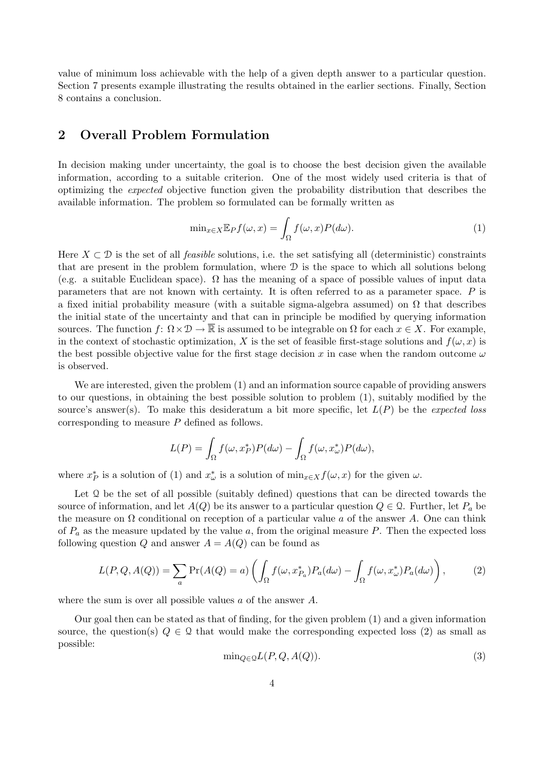value of minimum loss achievable with the help of a given depth answer to a particular question. Section 7 presents example illustrating the results obtained in the earlier sections. Finally, Section 8 contains a conclusion.

## 2 Overall Problem Formulation

In decision making under uncertainty, the goal is to choose the best decision given the available information, according to a suitable criterion. One of the most widely used criteria is that of optimizing the *expected* objective function given the probability distribution that describes the available information. The problem so formulated can be formally written as

$$\min_{x \in X} \mathbb{E}_P f(\omega, x) = \int_\Omega f(\omega, x) P(d\omega). \tag{1}$$

Here $X \subset \mathcal{D}$ is the set of all *feasible* solutions, i.e. the set satisfying all (deterministic) constraints that are present in the problem formulation, where $\mathcal{D}$ is the space to which all solutions belong (e.g. a suitable Euclidean space). $\Omega$ has the meaning of a space of possible values of input data parameters that are not known with certainty. It is often referred to as a parameter space. $P$ is a fixed initial probability measure (with a suitable sigma-algebra assumed) on $\Omega$ that describes the initial state of the uncertainty and that can in principle be modified by querying information sources. The function $f\colon \Omega \times \mathcal{D} \to \overline{\mathbb{R}}$ is assumed to be integrable on $\Omega$ for each $x \in X$. For example, in the context of stochastic optimization, $X$ is the set of feasible first-stage solutions and $f(\omega, x)$ is the best possible objective value for the first stage decision $x$ in case when the random outcome $\omega$ is observed.

We are interested, given the problem (1) and an information source capable of providing answers to our questions, in obtaining the best possible solution to problem (1), suitably modified by the source's answer(s). To make this desideratum a bit more specific, let $L(P)$ be the *expected loss* corresponding to measure $P$ defined as follows.

$$L(P) = \int_\Omega f(\omega, x_P^*) P(d\omega) - \int_\Omega f(\omega, x_\omega^*) P(d\omega),$$

where $x_P^*$ is a solution of (1) and $x_\omega^*$ is a solution of $\min_{x \in X} f(\omega, x)$ for the given $\omega$.

Let $\mathcal{Q}$ be the set of all possible (suitably defined) questions that can be directed towards the source of information, and let $A(Q)$ be its answer to a particular question $Q \in \mathcal{Q}$. Further, let $P_a$ be the measure on $\Omega$ conditional on reception of a particular value $a$ of the answer $A$. One can think of $P_a$ as the measure updated by the value $a$, from the original measure $P$. Then the expected loss following question $Q$ and answer $A = A(Q)$ can be found as

$$L(P, Q, A(Q)) = \sum_a \Pr(A(Q) = a) \left( \int_\Omega f(\omega, x_{P_a}^*) P_a(d\omega) - \int_\Omega f(\omega, x_\omega^*) P_a(d\omega) \right), \tag{2}$$

where the sum is over all possible values $a$ of the answer $A$.

Our goal then can be stated as that of finding, for the given problem (1) and a given information source, the question(s) $Q \in \mathcal{Q}$ that would make the corresponding expected loss (2) as small as possible:

$$\min_{Q \in \mathcal{Q}} L(P, Q, A(Q)). \tag{3}$$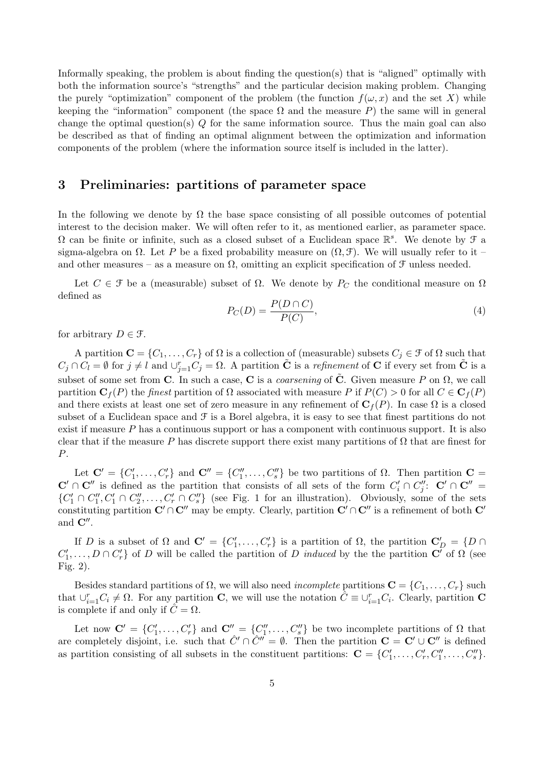Informally speaking, the problem is about finding the question(s) that is "aligned" optimally with both the information source's "strengths" and the particular decision making problem. Changing the purely "optimization" component of the problem (the function $f(\omega, x)$ and the set $X$) while keeping the "information" component (the space $\Omega$ and the measure $P$) the same will in general change the optimal question(s) $Q$ for the same information source. Thus the main goal can also be described as that of finding an optimal alignment between the optimization and information components of the problem (where the information source itself is included in the latter).

## 3 Preliminaries: partitions of parameter space

In the following we denote by $\Omega$ the base space consisting of all possible outcomes of potential interest to the decision maker. We will often refer to it, as mentioned earlier, as parameter space. $\Omega$ can be finite or infinite, such as a closed subset of a Euclidean space $\mathbb{R}^s$. We denote by $\mathcal{F}$ a sigma-algebra on $\Omega$. Let $P$ be a fixed probability measure on $(\Omega, \mathcal{F})$. We will usually refer to it – and other measures – as a measure on $\Omega$, omitting an explicit specification of $\mathcal{F}$ unless needed.

Let $C \in \mathcal{F}$ be a (measurable) subset of $\Omega$. We denote by $P_C$ the conditional measure on $\Omega$ defined as

$$P_C(D) = \frac{P(D \cap C)}{P(C)}, \tag{4}$$

for arbitrary $D \in \mathcal{F}$.

A partition $\mathbf{C} = \{C_1, \ldots, C_r\}$ of $\Omega$ is a collection of (measurable) subsets $C_j \in \mathcal{F}$ of $\Omega$ such that $C_j \cap C_l = \emptyset$ for $j \neq l$ and $\cup_{j=1}^r C_j = \Omega$. A partition $\tilde{\mathbf{C}}$ is a *refinement* of $\mathbf{C}$ if every set from $\tilde{\mathbf{C}}$ is a subset of some set from $\mathbf{C}$. In such a case, $\mathbf{C}$ is a *coarsening* of $\tilde{\mathbf{C}}$. Given measure $P$ on $\Omega$, we call partition $\mathbf{C}_f(P)$ the *finest* partition of $\Omega$ associated with measure $P$ if $P(C) > 0$ for all $C \in \mathbf{C}_f(P)$ and there exists at least one set of zero measure in any refinement of $\mathbf{C}_f(P)$. In case $\Omega$ is a closed subset of a Euclidean space and $\mathcal{F}$ is a Borel algebra, it is easy to see that finest partitions do not exist if measure $P$ has a continuous support or has a component with continuous support. It is also clear that if the measure $P$ has discrete support there exist many partitions of $\Omega$ that are finest for $P$.

Let $\mathbf{C}' = \{C'_1, \ldots, C'_r\}$ and $\mathbf{C}'' = \{C''_1, \ldots, C''_s\}$ be two partitions of $\Omega$. Then partition $\mathbf{C} = \mathbf{C}' \cap \mathbf{C}''$ is defined as the partition that consists of all sets of the form $C'_i \cap C''_j$: $\mathbf{C}' \cap \mathbf{C}'' = \{C'_1 \cap C''_1, C'_1 \cap C''_2, \ldots, C'_r \cap C''_s\}$ (see Fig. 1 for an illustration). Obviously, some of the sets constituting partition $\mathbf{C}' \cap \mathbf{C}''$ may be empty. Clearly, partition $\mathbf{C}' \cap \mathbf{C}''$ is a refinement of both $\mathbf{C}'$ and $\mathbf{C}''$.

If $D$ is a subset of $\Omega$ and $\mathbf{C}' = \{C'_1, \ldots, C'_r\}$ is a partition of $\Omega$, the partition $\mathbf{C}'_D = \{D \cap C'_1, \ldots, D \cap C'_r\}$ of $D$ will be called the partition of $D$ *induced* by the the partition $\mathbf{C}'$ of $\Omega$ (see Fig. 2).

Besides standard partitions of $\Omega$, we will also need *incomplete* partitions $\mathbf{C} = \{C_1, \ldots, C_r\}$ such that $\cup_{i=1}^r C_i \neq \Omega$. For any partition $\mathbf{C}$, we will use the notation $\hat{C} \equiv \cup_{i=1}^r C_i$. Clearly, partition $\mathbf{C}$ is complete if and only if $\hat{C} = \Omega$.

Let now $\mathbf{C}' = \{C'_1, \ldots, C'_r\}$ and $\mathbf{C}'' = \{C''_1, \ldots, C''_s\}$ be two incomplete partitions of $\Omega$ that are completely disjoint, i.e. such that $\hat{C}' \cap \hat{C}'' = \emptyset$. Then the partition $\mathbf{C} = \mathbf{C}' \cup \mathbf{C}''$ is defined as partition consisting of all subsets in the constituent partitions: $\mathbf{C} = \{C'_1, \ldots, C'_r, C''_1, \ldots, C''_s\}$.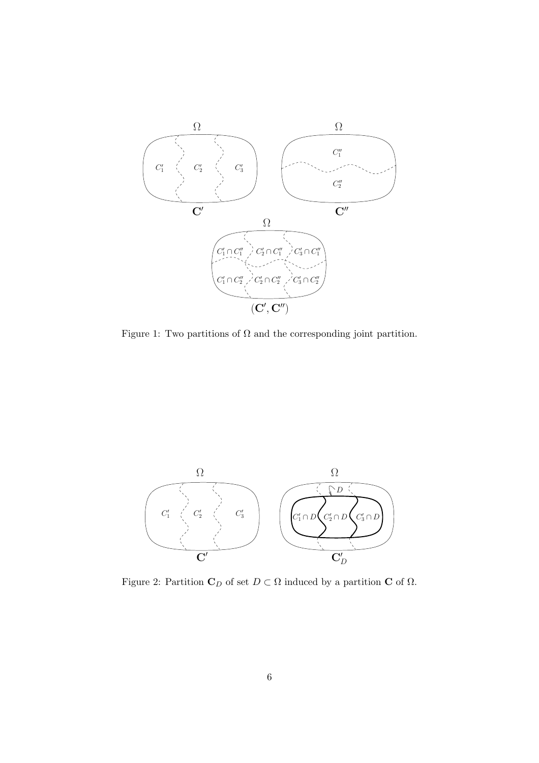Figure 1: Two partitions of $\Omega$ and the corresponding joint partition.

Figure 2: Partition $\mathbf{C}_D$ of set $D \subset \Omega$ induced by a partition $\mathbf{C}$ of $\Omega$.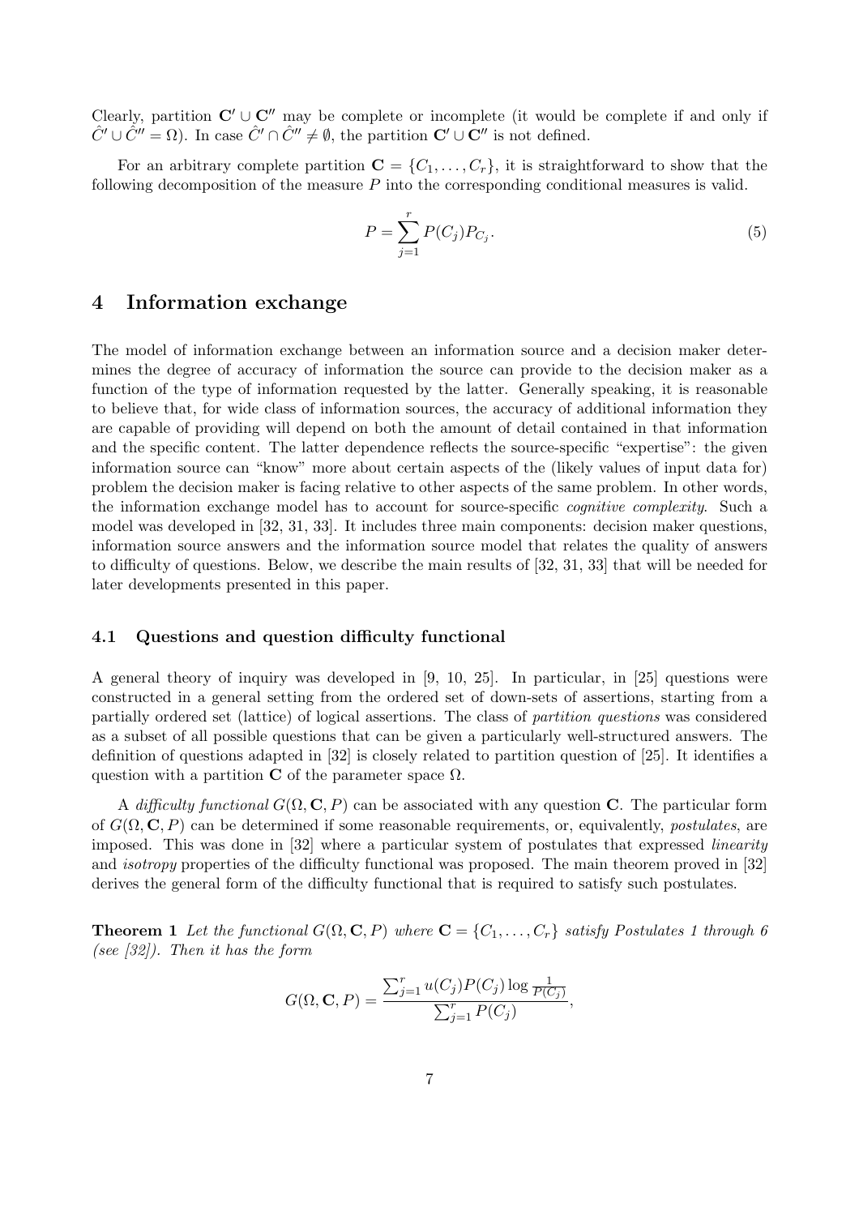Clearly, partition $\mathbf{C}' \cup \mathbf{C}''$ may be complete or incomplete (it would be complete if and only if $\hat{C}' \cup \hat{C}'' = \Omega$). In case $\hat{C}' \cap \hat{C}'' \neq \emptyset$, the partition $\mathbf{C}' \cup \mathbf{C}''$ is not defined.

For an arbitrary complete partition $\mathbf{C} = \{C_1, \ldots, C_r\}$, it is straightforward to show that the following decomposition of the measure $P$ into the corresponding conditional measures is valid.

$$P = \sum_{j=1}^{r} P(C_j) P_{C_j}. \tag{5}$$

## 4 Information exchange

The model of information exchange between an information source and a decision maker determines the degree of accuracy of information the source can provide to the decision maker as a function of the type of information requested by the latter. Generally speaking, it is reasonable to believe that, for wide class of information sources, the accuracy of additional information they are capable of providing will depend on both the amount of detail contained in that information and the specific content. The latter dependence reflects the source-specific "expertise": the given information source can "know" more about certain aspects of the (likely values of input data for) problem the decision maker is facing relative to other aspects of the same problem. In other words, the information exchange model has to account for source-specific *cognitive complexity*. Such a model was developed in [32, 31, 33]. It includes three main components: decision maker questions, information source answers and the information source model that relates the quality of answers to difficulty of questions. Below, we describe the main results of [32, 31, 33] that will be needed for later developments presented in this paper.

### 4.1 Questions and question difficulty functional

A general theory of inquiry was developed in [9, 10, 25]. In particular, in [25] questions were constructed in a general setting from the ordered set of down-sets of assertions, starting from a partially ordered set (lattice) of logical assertions. The class of *partition questions* was considered as a subset of all possible questions that can be given a particularly well-structured answers. The definition of questions adapted in [32] is closely related to partition question of [25]. It identifies a question with a partition $\mathbf{C}$ of the parameter space $\Omega$.

A *difficulty functional* $G(\Omega, \mathbf{C}, P)$ can be associated with any question $\mathbf{C}$. The particular form of $G(\Omega, \mathbf{C}, P)$ can be determined if some reasonable requirements, or, equivalently, *postulates*, are imposed. This was done in [32] where a particular system of postulates that expressed *linearity* and *isotropy* properties of the difficulty functional was proposed. The main theorem proved in [32] derives the general form of the difficulty functional that is required to satisfy such postulates.

**Theorem 1** *Let the functional $G(\Omega, \mathbf{C}, P)$ where $\mathbf{C} = \{C_1, \ldots, C_r\}$ satisfy Postulates 1 through 6 (see [32]). Then it has the form*

$$G(\Omega, \mathbf{C}, P) = \frac{\sum_{j=1}^{r} u(C_j) P(C_j) \log \frac{1}{P(C_j)}}{\sum_{j=1}^{r} P(C_j)},$$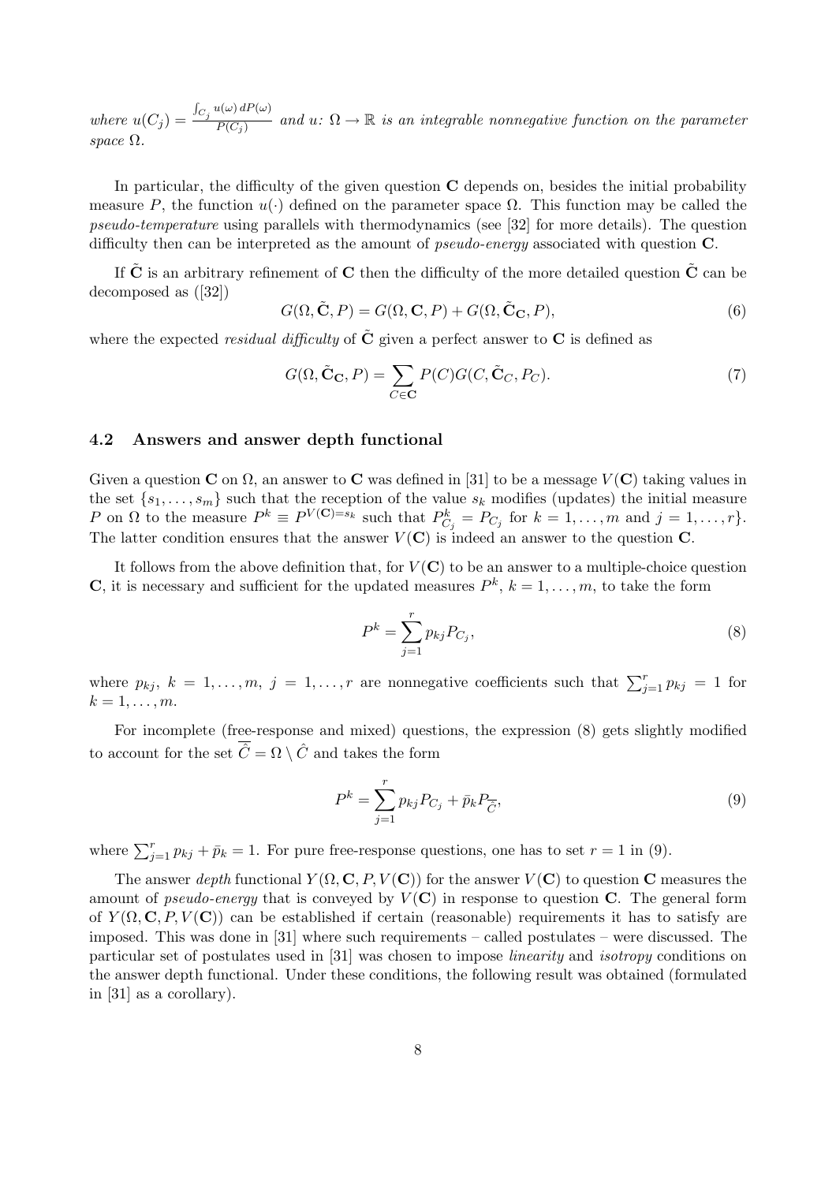*where* $u(C_j) = \frac{\int_{C_j} u(\omega)\, dP(\omega)}{P(C_j)}$ *and* $u\colon \Omega \to \mathbb{R}$ *is an integrable nonnegative function on the parameter space* $\Omega$.

In particular, the difficulty of the given question $\mathbf{C}$ depends on, besides the initial probability measure $P$, the function $u(\cdot)$ defined on the parameter space $\Omega$. This function may be called the *pseudo-temperature* using parallels with thermodynamics (see [32] for more details). The question difficulty then can be interpreted as the amount of *pseudo-energy* associated with question $\mathbf{C}$.

If $\tilde{\mathbf{C}}$ is an arbitrary refinement of $\mathbf{C}$ then the difficulty of the more detailed question $\tilde{\mathbf{C}}$ can be decomposed as ([32])

$$G(\Omega, \tilde{\mathbf{C}}, P) = G(\Omega, \mathbf{C}, P) + G(\Omega, \tilde{\mathbf{C}}_{\mathbf{C}}, P), \tag{6}$$

where the expected *residual difficulty* of $\tilde{\mathbf{C}}$ given a perfect answer to $\mathbf{C}$ is defined as

$$G(\Omega, \tilde{\mathbf{C}}_{\mathbf{C}}, P) = \sum_{C \in \mathbf{C}} P(C) G(C, \tilde{\mathbf{C}}_C, P_C). \tag{7}$$

### 4.2 Answers and answer depth functional

Given a question $\mathbf{C}$ on $\Omega$, an answer to $\mathbf{C}$ was defined in [31] to be a message $V(\mathbf{C})$ taking values in the set $\{s_1, \ldots, s_m\}$ such that the reception of the value $s_k$ modifies (updates) the initial measure $P$ on $\Omega$ to the measure $P^k \equiv P^{V(\mathbf{C})=s_k}$ such that $P^k_{C_j} = P_{C_j}$ for $k = 1, \ldots, m$ and $j = 1, \ldots, r\}$. The latter condition ensures that the answer $V(\mathbf{C})$ is indeed an answer to the question $\mathbf{C}$.

It follows from the above definition that, for $V(\mathbf{C})$ to be an answer to a multiple-choice question $\mathbf{C}$, it is necessary and sufficient for the updated measures $P^k$, $k = 1, \ldots, m$, to take the form

$$P^k = \sum_{j=1}^{r} p_{kj} P_{C_j}, \tag{8}$$

where $p_{kj}$, $k = 1, \ldots, m$, $j = 1, \ldots, r$ are nonnegative coefficients such that $\sum_{j=1}^{r} p_{kj} = 1$ for $k = 1, \ldots, m$.

For incomplete (free-response and mixed) questions, the expression (8) gets slightly modified to account for the set $\overline{\hat{C}} = \Omega \setminus \hat{C}$ and takes the form

$$P^k = \sum_{j=1}^{r} p_{kj} P_{C_j} + \bar{p}_k P_{\overline{\hat{C}}}, \tag{9}$$

where $\sum_{j=1}^{r} p_{kj} + \bar{p}_k = 1$. For pure free-response questions, one has to set $r = 1$ in (9).

The answer *depth* functional $Y(\Omega, \mathbf{C}, P, V(\mathbf{C}))$ for the answer $V(\mathbf{C})$ to question $\mathbf{C}$ measures the amount of *pseudo-energy* that is conveyed by $V(\mathbf{C})$ in response to question $\mathbf{C}$. The general form of $Y(\Omega, \mathbf{C}, P, V(\mathbf{C}))$ can be established if certain (reasonable) requirements it has to satisfy are imposed. This was done in [31] where such requirements – called postulates – were discussed. The particular set of postulates used in [31] was chosen to impose *linearity* and *isotropy* conditions on the answer depth functional. Under these conditions, the following result was obtained (formulated in [31] as a corollary).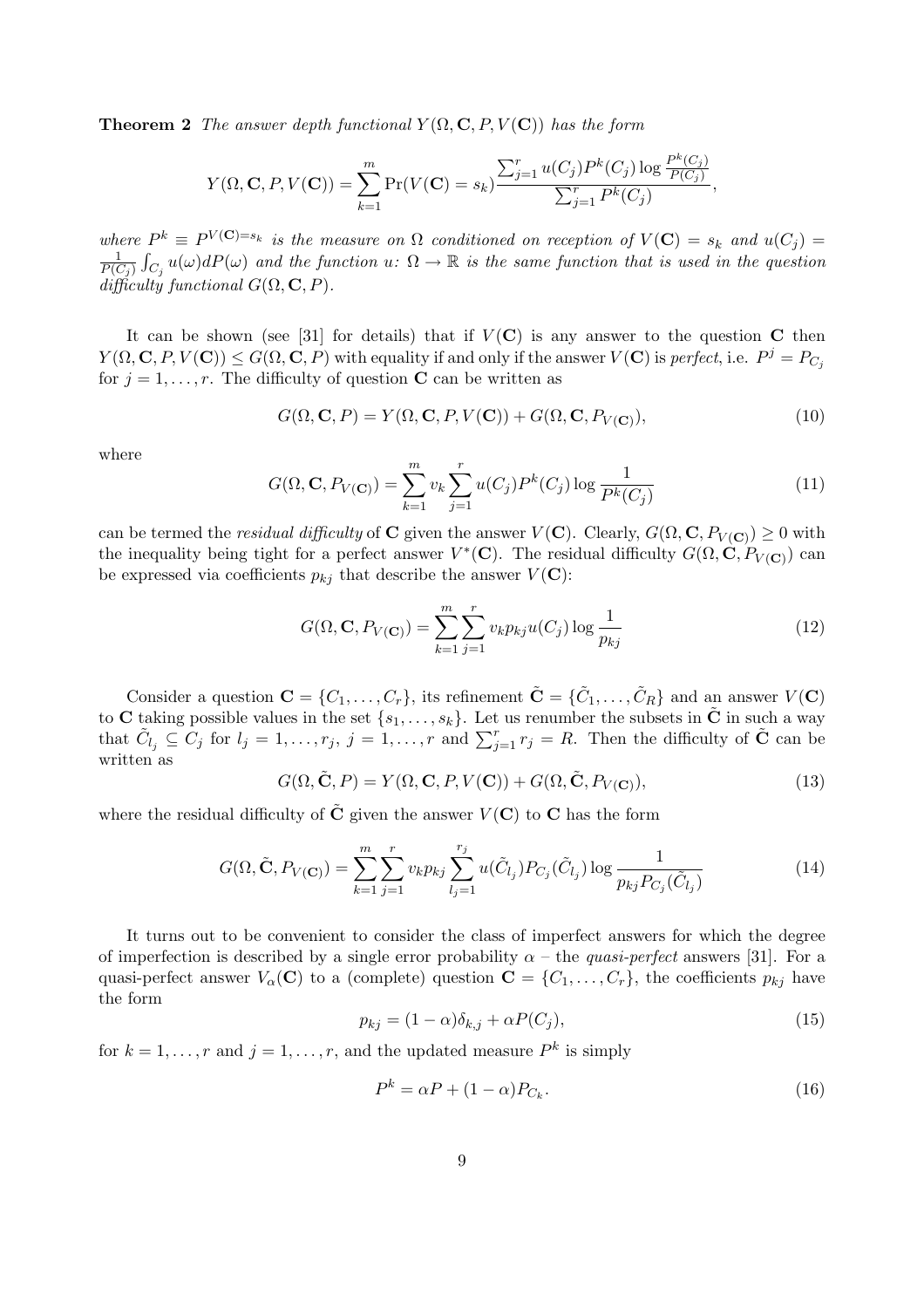**Theorem 2** *The answer depth functional $Y(\Omega, \mathbf{C}, P, V(\mathbf{C}))$ has the form*

$$Y(\Omega, \mathbf{C}, P, V(\mathbf{C})) = \sum_{k=1}^{m} \Pr(V(\mathbf{C}) = s_k) \frac{\sum_{j=1}^{r} u(C_j) P^k(C_j) \log \frac{P^k(C_j)}{P(C_j)}}{\sum_{j=1}^{r} P^k(C_j)},$$

*where $P^k \equiv P^{V(\mathbf{C})=s_k}$ is the measure on $\Omega$ conditioned on reception of $V(\mathbf{C}) = s_k$ and $u(C_j) = \frac{1}{P(C_j)} \int_{C_j} u(\omega) dP(\omega)$ and the function $u \colon \Omega \to \mathbb{R}$ is the same function that is used in the question difficulty functional $G(\Omega, \mathbf{C}, P)$.*

It can be shown (see [31] for details) that if $V(\mathbf{C})$ is any answer to the question $\mathbf{C}$ then $Y(\Omega, \mathbf{C}, P, V(\mathbf{C})) \leq G(\Omega, \mathbf{C}, P)$ with equality if and only if the answer $V(\mathbf{C})$ is *perfect*, i.e. $P^j = P_{C_j}$ for $j = 1, \ldots, r$. The difficulty of question $\mathbf{C}$ can be written as

$$G(\Omega, \mathbf{C}, P) = Y(\Omega, \mathbf{C}, P, V(\mathbf{C})) + G(\Omega, \mathbf{C}, P_{V(\mathbf{C})}), \tag{10}$$

where

$$G(\Omega, \mathbf{C}, P_{V(\mathbf{C})}) = \sum_{k=1}^{m} v_k \sum_{j=1}^{r} u(C_j) P^k(C_j) \log \frac{1}{P^k(C_j)} \tag{11}$$

can be termed the *residual difficulty* of $\mathbf{C}$ given the answer $V(\mathbf{C})$. Clearly, $G(\Omega, \mathbf{C}, P_{V(\mathbf{C})}) \geq 0$ with the inequality being tight for a perfect answer $V^*(\mathbf{C})$. The residual difficulty $G(\Omega, \mathbf{C}, P_{V(\mathbf{C})})$ can be expressed via coefficients $p_{kj}$ that describe the answer $V(\mathbf{C})$:

$$G(\Omega, \mathbf{C}, P_{V(\mathbf{C})}) = \sum_{k=1}^{m} \sum_{j=1}^{r} v_k p_{kj} u(C_j) \log \frac{1}{p_{kj}} \tag{12}$$

Consider a question $\mathbf{C} = \{C_1, \ldots, C_r\}$, its refinement $\tilde{\mathbf{C}} = \{\tilde{C}_1, \ldots, \tilde{C}_R\}$ and an answer $V(\mathbf{C})$ to $\mathbf{C}$ taking possible values in the set $\{s_1, \ldots, s_k\}$. Let us renumber the subsets in $\tilde{\mathbf{C}}$ in such a way that $\tilde{C}_{l_j} \subseteq C_j$ for $l_j = 1, \ldots, r_j$, $j = 1, \ldots, r$ and $\sum_{j=1}^{r} r_j = R$. Then the difficulty of $\tilde{\mathbf{C}}$ can be written as

$$G(\Omega, \tilde{\mathbf{C}}, P) = Y(\Omega, \mathbf{C}, P, V(\mathbf{C})) + G(\Omega, \tilde{\mathbf{C}}, P_{V(\mathbf{C})}), \tag{13}$$

where the residual difficulty of $\tilde{\mathbf{C}}$ given the answer $V(\mathbf{C})$ to $\mathbf{C}$ has the form

$$G(\Omega, \tilde{\mathbf{C}}, P_{V(\mathbf{C})}) = \sum_{k=1}^{m} \sum_{j=1}^{r} v_k p_{kj} \sum_{l_j=1}^{r_j} u(\tilde{C}_{l_j}) P_{C_j}(\tilde{C}_{l_j}) \log \frac{1}{p_{kj} P_{C_j}(\tilde{C}_{l_j})} \tag{14}$$

It turns out to be convenient to consider the class of imperfect answers for which the degree of imperfection is described by a single error probability $\alpha$ – the *quasi-perfect* answers [31]. For a quasi-perfect answer $V_\alpha(\mathbf{C})$ to a (complete) question $\mathbf{C} = \{C_1, \ldots, C_r\}$, the coefficients $p_{kj}$ have the form

$$p_{kj} = (1 - \alpha)\delta_{k,j} + \alpha P(C_j), \tag{15}$$

for $k = 1, \ldots, r$ and $j = 1, \ldots, r$, and the updated measure $P^k$ is simply

$$P^k = \alpha P + (1 - \alpha) P_{C_k}. \tag{16}$$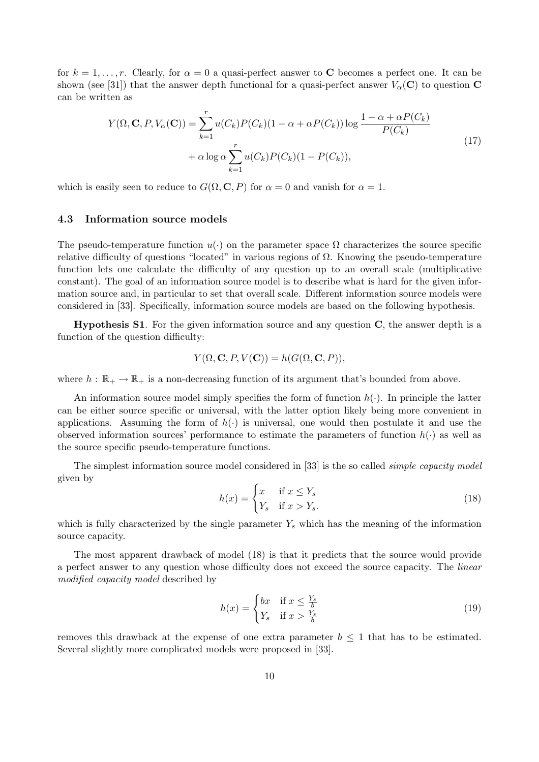for $k = 1, \ldots, r$. Clearly, for $\alpha = 0$ a quasi-perfect answer to $\mathbf{C}$ becomes a perfect one. It can be shown (see [31]) that the answer depth functional for a quasi-perfect answer $V_\alpha(\mathbf{C})$ to question $\mathbf{C}$ can be written as

$$
\begin{aligned}
Y(\Omega, \mathbf{C}, P, V_\alpha(\mathbf{C})) = \sum_{k=1}^{r} u(C_k) P(C_k)(1 - \alpha + \alpha P(C_k)) \log \frac{1 - \alpha + \alpha P(C_k)}{P(C_k)} \\
+ \alpha \log \alpha \sum_{k=1}^{r} u(C_k) P(C_k)(1 - P(C_k)),
\end{aligned}
\tag{17}
$$

which is easily seen to reduce to $G(\Omega, \mathbf{C}, P)$ for $\alpha = 0$ and vanish for $\alpha = 1$.

### 4.3 Information source models

The pseudo-temperature function $u(\cdot)$ on the parameter space $\Omega$ characterizes the source specific relative difficulty of questions "located" in various regions of $\Omega$. Knowing the pseudo-temperature function lets one calculate the difficulty of any question up to an overall scale (multiplicative constant). The goal of an information source model is to describe what is hard for the given information source and, in particular to set that overall scale. Different information source models were considered in [33]. Specifically, information source models are based on the following hypothesis.

**Hypothesis S1**. For the given information source and any question $\mathbf{C}$, the answer depth is a function of the question difficulty:

$$
Y(\Omega, \mathbf{C}, P, V(\mathbf{C})) = h(G(\Omega, \mathbf{C}, P)),
$$

where $h : \mathbb{R}_+ \to \mathbb{R}_+$ is a non-decreasing function of its argument that's bounded from above.

An information source model simply specifies the form of function $h(\cdot)$. In principle the latter can be either source specific or universal, with the latter option likely being more convenient in applications. Assuming the form of $h(\cdot)$ is universal, one would then postulate it and use the observed information sources' performance to estimate the parameters of function $h(\cdot)$ as well as the source specific pseudo-temperature functions.

The simplest information source model considered in [33] is the so called *simple capacity model* given by

$$
h(x) = \begin{cases} x & \text{if } x \leq Y_s \\ Y_s & \text{if } x > Y_s. \end{cases}
\tag{18}
$$

which is fully characterized by the single parameter $Y_s$ which has the meaning of the information source capacity.

The most apparent drawback of model (18) is that it predicts that the source would provide a perfect answer to any question whose difficulty does not exceed the source capacity. The *linear modified capacity model* described by

$$
h(x) = \begin{cases} bx & \text{if } x \leq \frac{Y_s}{b} \\ Y_s & \text{if } x > \frac{Y_s}{b} \end{cases}
\tag{19}
$$

removes this drawback at the expense of one extra parameter $b \leq 1$ that has to be estimated. Several slightly more complicated models were proposed in [33].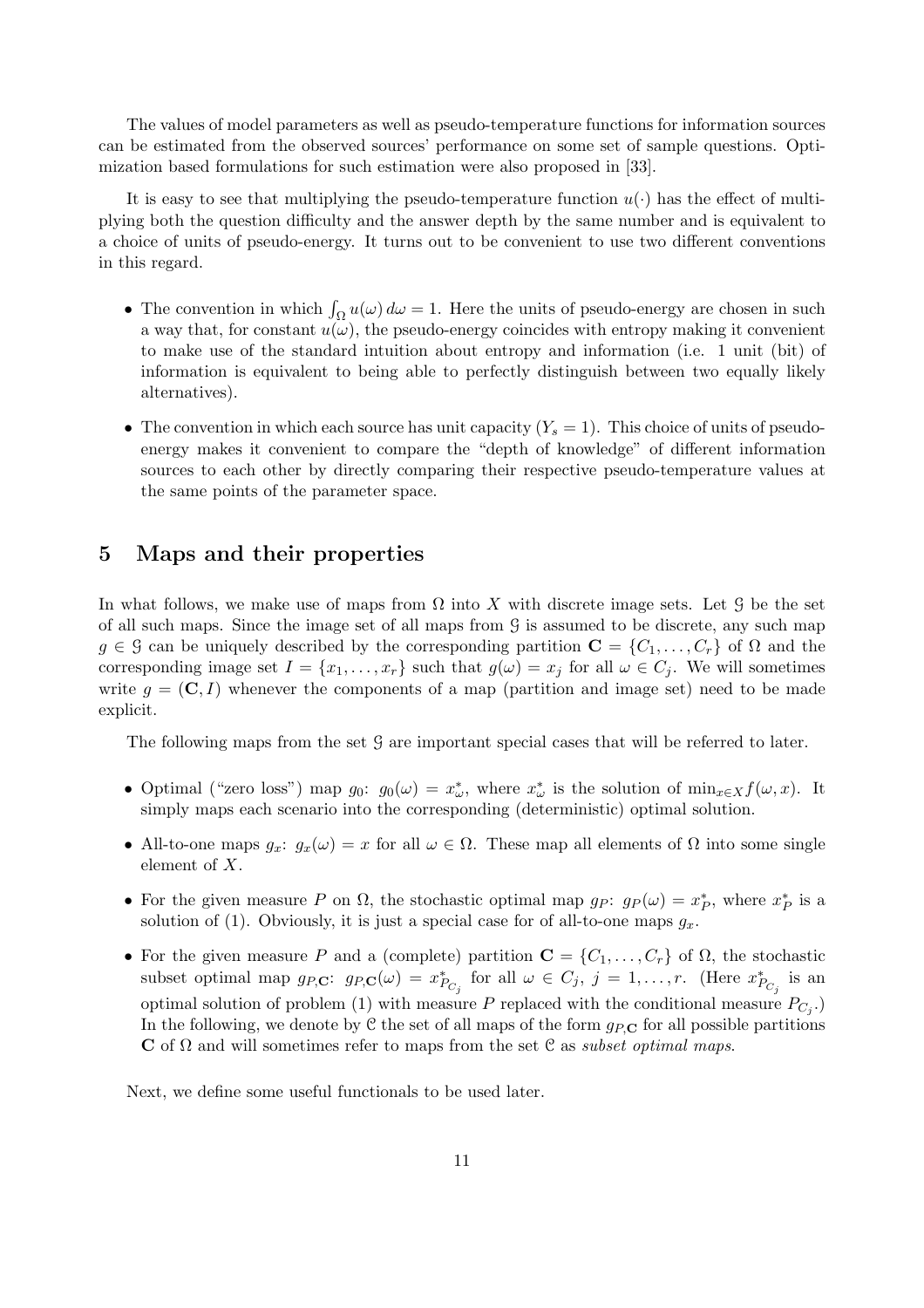The values of model parameters as well as pseudo-temperature functions for information sources can be estimated from the observed sources' performance on some set of sample questions. Optimization based formulations for such estimation were also proposed in [33].

It is easy to see that multiplying the pseudo-temperature function $u(\cdot)$ has the effect of multiplying both the question difficulty and the answer depth by the same number and is equivalent to a choice of units of pseudo-energy. It turns out to be convenient to use two different conventions in this regard.

- The convention in which $\int_\Omega u(\omega)\, d\omega = 1$. Here the units of pseudo-energy are chosen in such a way that, for constant $u(\omega)$, the pseudo-energy coincides with entropy making it convenient to make use of the standard intuition about entropy and information (i.e. 1 unit (bit) of information is equivalent to being able to perfectly distinguish between two equally likely alternatives).
- The convention in which each source has unit capacity ($Y_s = 1$). This choice of units of pseudo-energy makes it convenient to compare the "depth of knowledge" of different information sources to each other by directly comparing their respective pseudo-temperature values at the same points of the parameter space.

# 5 Maps and their properties

In what follows, we make use of maps from $\Omega$ into $X$ with discrete image sets. Let $\mathcal{G}$ be the set of all such maps. Since the image set of all maps from $\mathcal{G}$ is assumed to be discrete, any such map $g \in \mathcal{G}$ can be uniquely described by the corresponding partition $\mathbf{C} = \{C_1, \ldots, C_r\}$ of $\Omega$ and the corresponding image set $I = \{x_1, \ldots, x_r\}$ such that $g(\omega) = x_j$ for all $\omega \in C_j$. We will sometimes write $g = (\mathbf{C}, I)$ whenever the components of a map (partition and image set) need to be made explicit.

The following maps from the set $\mathcal{G}$ are important special cases that will be referred to later.

- Optimal ("zero loss") map $g_0$: $g_0(\omega) = x^*_\omega$, where $x^*_\omega$ is the solution of $\min_{x \in X} f(\omega, x)$. It simply maps each scenario into the corresponding (deterministic) optimal solution.
- All-to-one maps $g_x$: $g_x(\omega) = x$ for all $\omega \in \Omega$. These map all elements of $\Omega$ into some single element of $X$.
- For the given measure $P$ on $\Omega$, the stochastic optimal map $g_P$: $g_P(\omega) = x^*_P$, where $x^*_P$ is a solution of (1). Obviously, it is just a special case for of all-to-one maps $g_x$.
- For the given measure $P$ and a (complete) partition $\mathbf{C} = \{C_1, \ldots, C_r\}$ of $\Omega$, the stochastic subset optimal map $g_{P,\mathbf{C}}$: $g_{P,\mathbf{C}}(\omega) = x^*_{P_{C_j}}$ for all $\omega \in C_j$, $j = 1, \ldots, r$. (Here $x^*_{P_{C_j}}$ is an optimal solution of problem (1) with measure $P$ replaced with the conditional measure $P_{C_j}$.) In the following, we denote by $\mathcal{C}$ the set of all maps of the form $g_{P,\mathbf{C}}$ for all possible partitions $\mathbf{C}$ of $\Omega$ and will sometimes refer to maps from the set $\mathcal{C}$ as *subset optimal maps*.

Next, we define some useful functionals to be used later.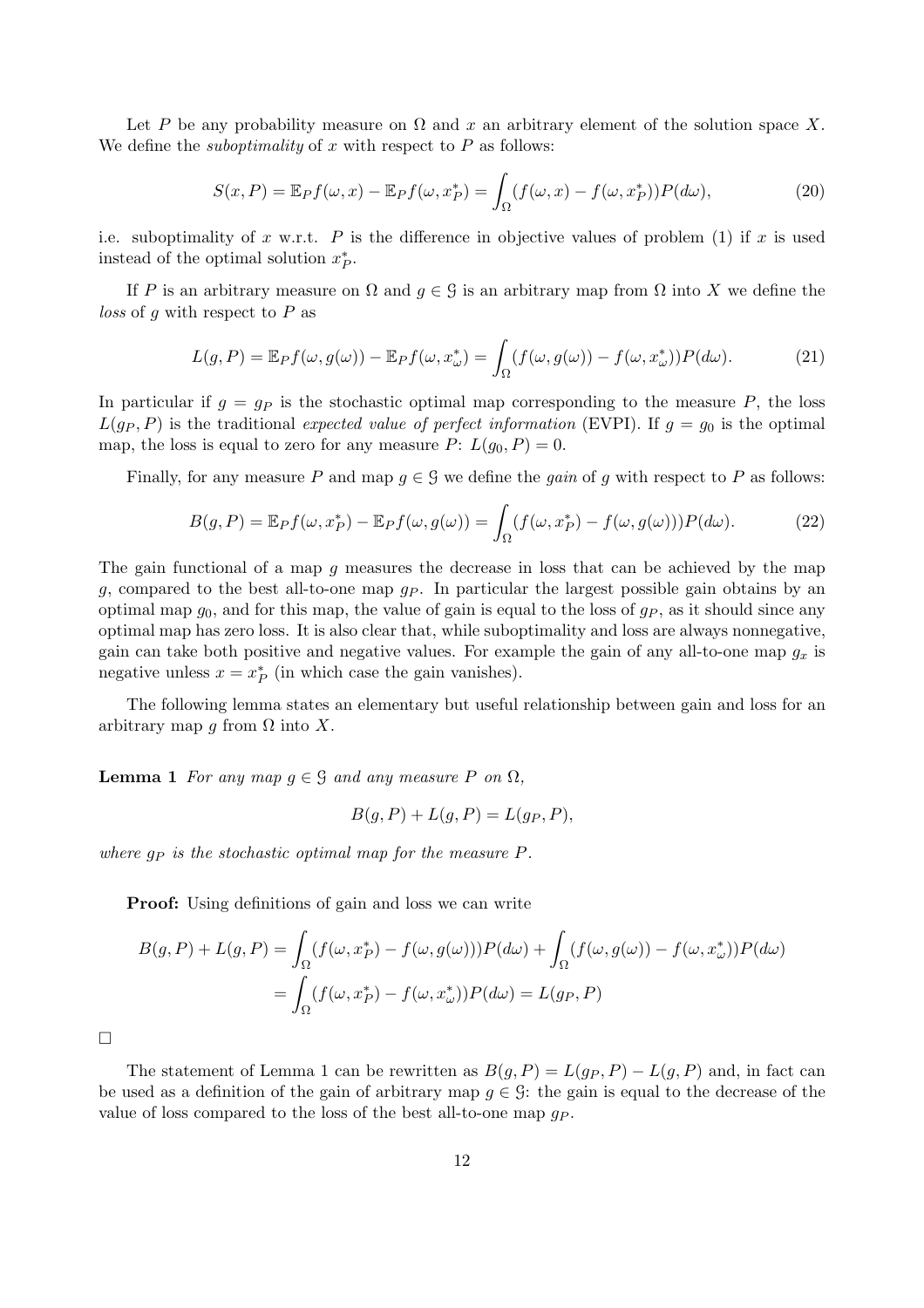Let $P$ be any probability measure on $\Omega$ and $x$ an arbitrary element of the solution space $X$. We define the *suboptimality* of $x$ with respect to $P$ as follows:

$$S(x, P) = \mathbb{E}_P f(\omega, x) - \mathbb{E}_P f(\omega, x^*_P) = \int_\Omega (f(\omega, x) - f(\omega, x^*_P)) P(d\omega), \tag{20}$$

i.e. suboptimality of $x$ w.r.t. $P$ is the difference in objective values of problem (1) if $x$ is used instead of the optimal solution $x^*_P$.

If $P$ is an arbitrary measure on $\Omega$ and $g \in \mathcal{G}$ is an arbitrary map from $\Omega$ into $X$ we define the *loss* of $g$ with respect to $P$ as

$$L(g, P) = \mathbb{E}_P f(\omega, g(\omega)) - \mathbb{E}_P f(\omega, x^*_\omega) = \int_\Omega (f(\omega, g(\omega)) - f(\omega, x^*_\omega)) P(d\omega). \tag{21}$$

In particular if $g = g_P$ is the stochastic optimal map corresponding to the measure $P$, the loss $L(g_P, P)$ is the traditional *expected value of perfect information* (EVPI). If $g = g_0$ is the optimal map, the loss is equal to zero for any measure $P$: $L(g_0, P) = 0$.

Finally, for any measure $P$ and map $g \in \mathcal{G}$ we define the *gain* of $g$ with respect to $P$ as follows:

$$B(g, P) = \mathbb{E}_P f(\omega, x^*_P) - \mathbb{E}_P f(\omega, g(\omega)) = \int_\Omega (f(\omega, x^*_P) - f(\omega, g(\omega))) P(d\omega). \tag{22}$$

The gain functional of a map $g$ measures the decrease in loss that can be achieved by the map $g$, compared to the best all-to-one map $g_P$. In particular the largest possible gain obtains by an optimal map $g_0$, and for this map, the value of gain is equal to the loss of $g_P$, as it should since any optimal map has zero loss. It is also clear that, while suboptimality and loss are always nonnegative, gain can take both positive and negative values. For example the gain of any all-to-one map $g_x$ is negative unless $x = x^*_P$ (in which case the gain vanishes).

The following lemma states an elementary but useful relationship between gain and loss for an arbitrary map $g$ from $\Omega$ into $X$.

**Lemma 1** *For any map $g \in \mathcal{G}$ and any measure $P$ on $\Omega$,*

$$B(g, P) + L(g, P) = L(g_P, P),$$

*where $g_P$ is the stochastic optimal map for the measure $P$.*

**Proof:** Using definitions of gain and loss we can write

$$\begin{aligned} B(g, P) + L(g, P) &= \int_\Omega (f(\omega, x^*_P) - f(\omega, g(\omega))) P(d\omega) + \int_\Omega (f(\omega, g(\omega)) - f(\omega, x^*_\omega)) P(d\omega) \\ &= \int_\Omega (f(\omega, x^*_P) - f(\omega, x^*_\omega)) P(d\omega) = L(g_P, P) \end{aligned}$$

□

The statement of Lemma 1 can be rewritten as $B(g, P) = L(g_P, P) - L(g, P)$ and, in fact can be used as a definition of the gain of arbitrary map $g \in \mathcal{G}$: the gain is equal to the decrease of the value of loss compared to the loss of the best all-to-one map $g_P$.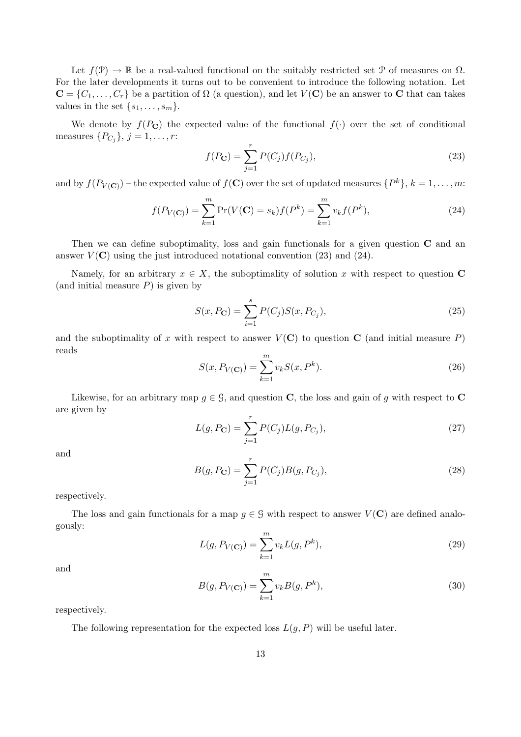Let $f(\mathcal{P}) \to \mathbb{R}$ be a real-valued functional on the suitably restricted set $\mathcal{P}$ of measures on $\Omega$. For the later developments it turns out to be convenient to introduce the following notation. Let $\mathbf{C} = \{C_1, \ldots, C_r\}$ be a partition of $\Omega$ (a question), and let $V(\mathbf{C})$ be an answer to $\mathbf{C}$ that can takes values in the set $\{s_1, \ldots, s_m\}$.

We denote by $f(P_{\mathbf{C}})$ the expected value of the functional $f(\cdot)$ over the set of conditional measures $\{P_{C_j}\}$, $j = 1, \ldots, r$:

$$
f(P_{\mathbf{C}}) = \sum_{j=1}^{r} P(C_j) f(P_{C_j}), \tag{23}
$$

and by $f(P_{V(\mathbf{C})})$ – the expected value of $f(\mathbf{C})$ over the set of updated measures $\{P^k\}$, $k = 1, \ldots, m$:

$$
f(P_{V(\mathbf{C})}) = \sum_{k=1}^{m} \Pr(V(\mathbf{C}) = s_k) f(P^k) = \sum_{k=1}^{m} v_k f(P^k), \tag{24}
$$

Then we can define suboptimality, loss and gain functionals for a given question $\mathbf{C}$ and an answer $V(\mathbf{C})$ using the just introduced notational convention (23) and (24).

Namely, for an arbitrary $x \in X$, the suboptimality of solution $x$ with respect to question $\mathbf{C}$ (and initial measure $P$) is given by

$$
S(x, P_{\mathbf{C}}) = \sum_{i=1}^{s} P(C_j) S(x, P_{C_j}), \tag{25}
$$

and the suboptimality of $x$ with respect to answer $V(\mathbf{C})$ to question $\mathbf{C}$ (and initial measure $P$) reads

$$
S(x, P_{V(\mathbf{C})}) = \sum_{k=1}^{m} v_k S(x, P^k). \tag{26}
$$

Likewise, for an arbitrary map $g \in \mathcal{G}$, and question $\mathbf{C}$, the loss and gain of $g$ with respect to $\mathbf{C}$ are given by

$$
L(g, P_{\mathbf{C}}) = \sum_{j=1}^{r} P(C_j) L(g, P_{C_j}), \tag{27}
$$

and

$$
B(g, P_{\mathbf{C}}) = \sum_{j=1}^{r} P(C_j) B(g, P_{C_j}), \tag{28}
$$

respectively.

The loss and gain functionals for a map $g \in \mathcal{G}$ with respect to answer $V(\mathbf{C})$ are defined analogously:

$$
L(g, P_{V(\mathbf{C})}) = \sum_{k=1}^{m} v_k L(g, P^k), \tag{29}
$$

and

$$
B(g, P_{V(\mathbf{C})}) = \sum_{k=1}^{m} v_k B(g, P^k), \tag{30}
$$

respectively.

The following representation for the expected loss $L(g, P)$ will be useful later.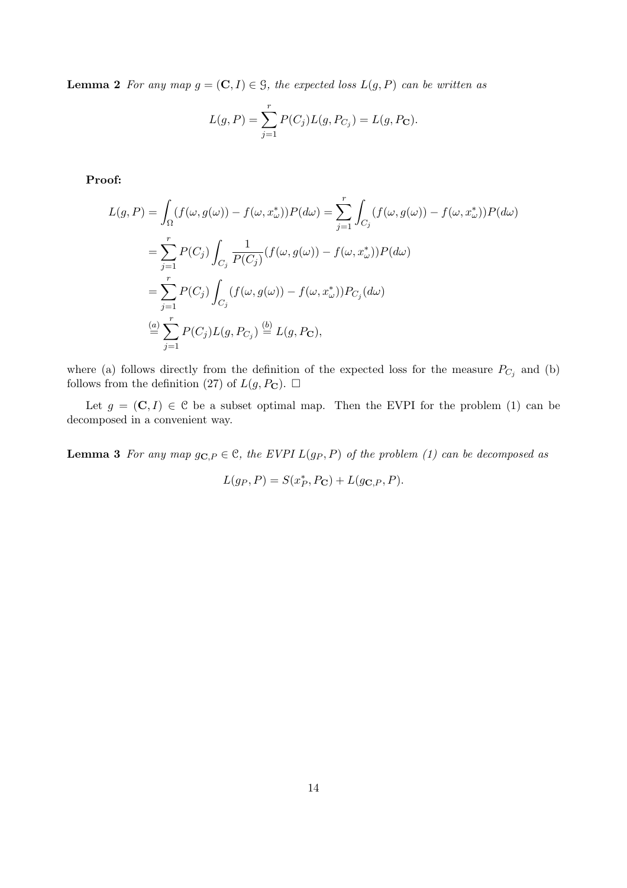**Lemma 2** *For any map $g = (\mathbf{C}, I) \in \mathcal{G}$, the expected loss $L(g, P)$ can be written as*

$$L(g, P) = \sum_{j=1}^{r} P(C_j) L(g, P_{C_j}) = L(g, P_{\mathbf{C}}).$$

**Proof:**

$$\begin{aligned}
L(g, P) &= \int_{\Omega} (f(\omega, g(\omega)) - f(\omega, x^*_\omega)) P(d\omega) = \sum_{j=1}^{r} \int_{C_j} (f(\omega, g(\omega)) - f(\omega, x^*_\omega)) P(d\omega) \\
&= \sum_{j=1}^{r} P(C_j) \int_{C_j} \frac{1}{P(C_j)} (f(\omega, g(\omega)) - f(\omega, x^*_\omega)) P(d\omega) \\
&= \sum_{j=1}^{r} P(C_j) \int_{C_j} (f(\omega, g(\omega)) - f(\omega, x^*_\omega)) P_{C_j}(d\omega) \\
&\overset{(a)}{=} \sum_{j=1}^{r} P(C_j) L(g, P_{C_j}) \overset{(b)}{=} L(g, P_{\mathbf{C}}),
\end{aligned}$$

where (a) follows directly from the definition of the expected loss for the measure $P_{C_j}$ and (b) follows from the definition (27) of $L(g, P_{\mathbf{C}})$. $\square$

Let $g = (\mathbf{C}, I) \in \mathcal{C}$ be a subset optimal map. Then the EVPI for the problem (1) can be decomposed in a convenient way.

**Lemma 3** *For any map $g_{\mathbf{C},P} \in \mathcal{C}$, the EVPI $L(g_P, P)$ of the problem (1) can be decomposed as*

$$L(g_P, P) = S(x^*_P, P_{\mathbf{C}}) + L(g_{\mathbf{C},P}, P).$$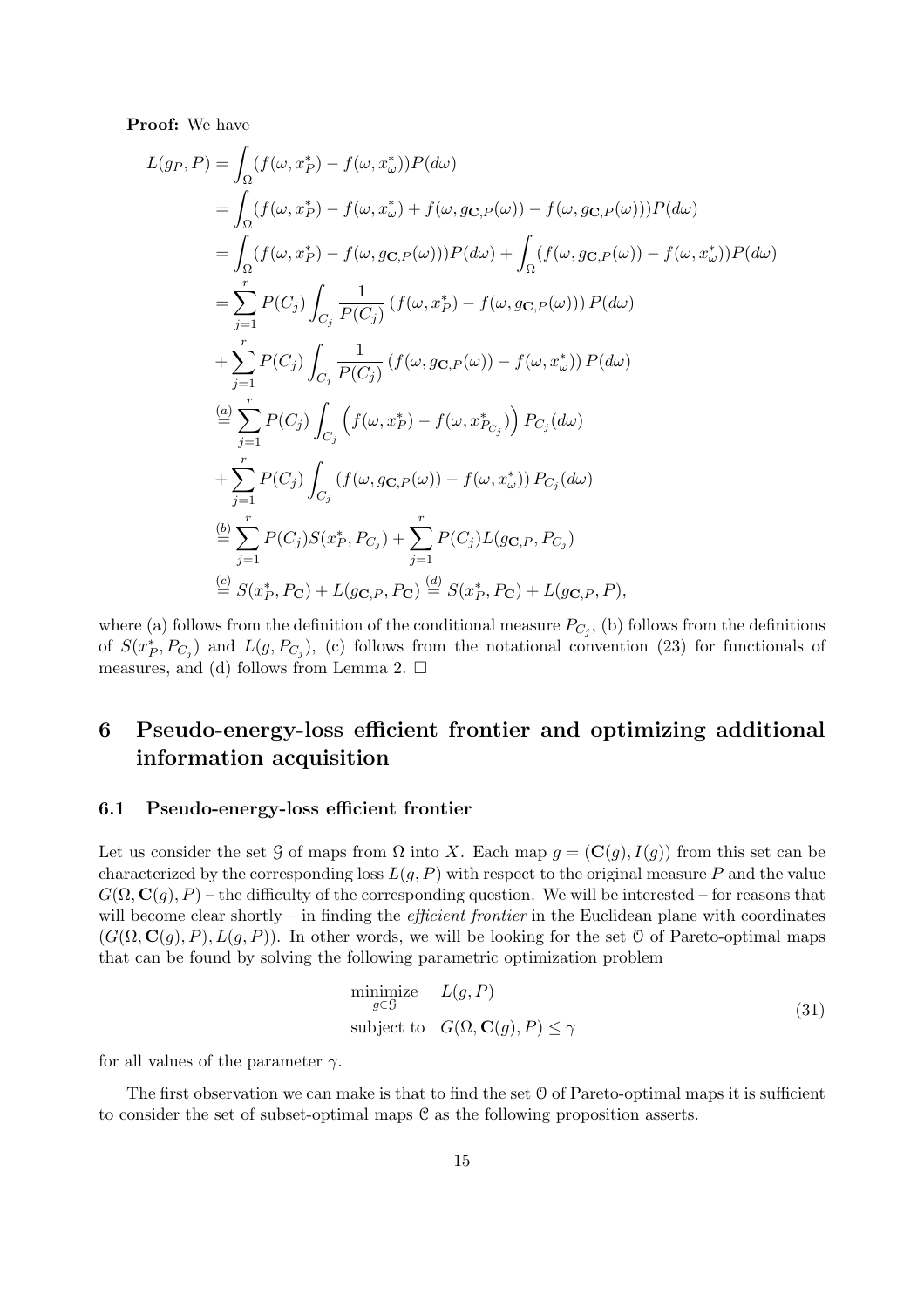**Proof:** We have

$$
\begin{aligned}
L(g_P, P) &= \int_\Omega (f(\omega, x_P^*) - f(\omega, x_\omega^*))P(d\omega) \\
&= \int_\Omega (f(\omega, x_P^*) - f(\omega, x_\omega^*) + f(\omega, g_{\mathbf{C},P}(\omega)) - f(\omega, g_{\mathbf{C},P}(\omega)))P(d\omega) \\
&= \int_\Omega (f(\omega, x_P^*) - f(\omega, g_{\mathbf{C},P}(\omega)))P(d\omega) + \int_\Omega (f(\omega, g_{\mathbf{C},P}(\omega)) - f(\omega, x_\omega^*))P(d\omega) \\
&= \sum_{j=1}^r P(C_j) \int_{C_j} \frac{1}{P(C_j)} \left(f(\omega, x_P^*) - f(\omega, g_{\mathbf{C},P}(\omega))\right) P(d\omega) \\
&+ \sum_{j=1}^r P(C_j) \int_{C_j} \frac{1}{P(C_j)} \left(f(\omega, g_{\mathbf{C},P}(\omega)) - f(\omega, x_\omega^*)\right) P(d\omega) \\
&\overset{(a)}{=} \sum_{j=1}^r P(C_j) \int_{C_j} \left(f(\omega, x_P^*) - f(\omega, x_{P_{C_j}}^*)\right) P_{C_j}(d\omega) \\
&+ \sum_{j=1}^r P(C_j) \int_{C_j} \left(f(\omega, g_{\mathbf{C},P}(\omega)) - f(\omega, x_\omega^*)\right) P_{C_j}(d\omega) \\
&\overset{(b)}{=} \sum_{j=1}^r P(C_j) S(x_P^*, P_{C_j}) + \sum_{j=1}^r P(C_j) L(g_{\mathbf{C},P}, P_{C_j}) \\
&\overset{(c)}{=} S(x_P^*, P_{\mathbf{C}}) + L(g_{\mathbf{C},P}, P_{\mathbf{C}}) \overset{(d)}{=} S(x_P^*, P_{\mathbf{C}}) + L(g_{\mathbf{C},P}, P),
\end{aligned}
$$

where (a) follows from the definition of the conditional measure $P_{C_j}$, (b) follows from the definitions of $S(x_P^*, P_{C_j})$ and $L(g, P_{C_j})$, (c) follows from the notational convention (23) for functionals of measures, and (d) follows from Lemma 2. $\square$

# 6 Pseudo-energy-loss efficient frontier and optimizing additional information acquisition

## 6.1 Pseudo-energy-loss efficient frontier

Let us consider the set $\mathcal{G}$ of maps from $\Omega$ into $X$. Each map $g = (\mathbf{C}(g), I(g))$ from this set can be characterized by the corresponding loss $L(g, P)$ with respect to the original measure $P$ and the value $G(\Omega, \mathbf{C}(g), P)$ – the difficulty of the corresponding question. We will be interested – for reasons that will become clear shortly – in finding the *efficient frontier* in the Euclidean plane with coordinates $(G(\Omega, \mathbf{C}(g), P), L(g, P))$. In other words, we will be looking for the set $\mathcal{O}$ of Pareto-optimal maps that can be found by solving the following parametric optimization problem

$$
\begin{aligned}
\underset{g \in \mathcal{G}}{\text{minimize}} \quad & L(g, P) \\
\text{subject to} \quad & G(\Omega, \mathbf{C}(g), P) \le \gamma
\end{aligned}
\tag{31}
$$

for all values of the parameter $\gamma$.

The first observation we can make is that to find the set $\mathcal{O}$ of Pareto-optimal maps it is sufficient to consider the set of subset-optimal maps $\mathcal{C}$ as the following proposition asserts.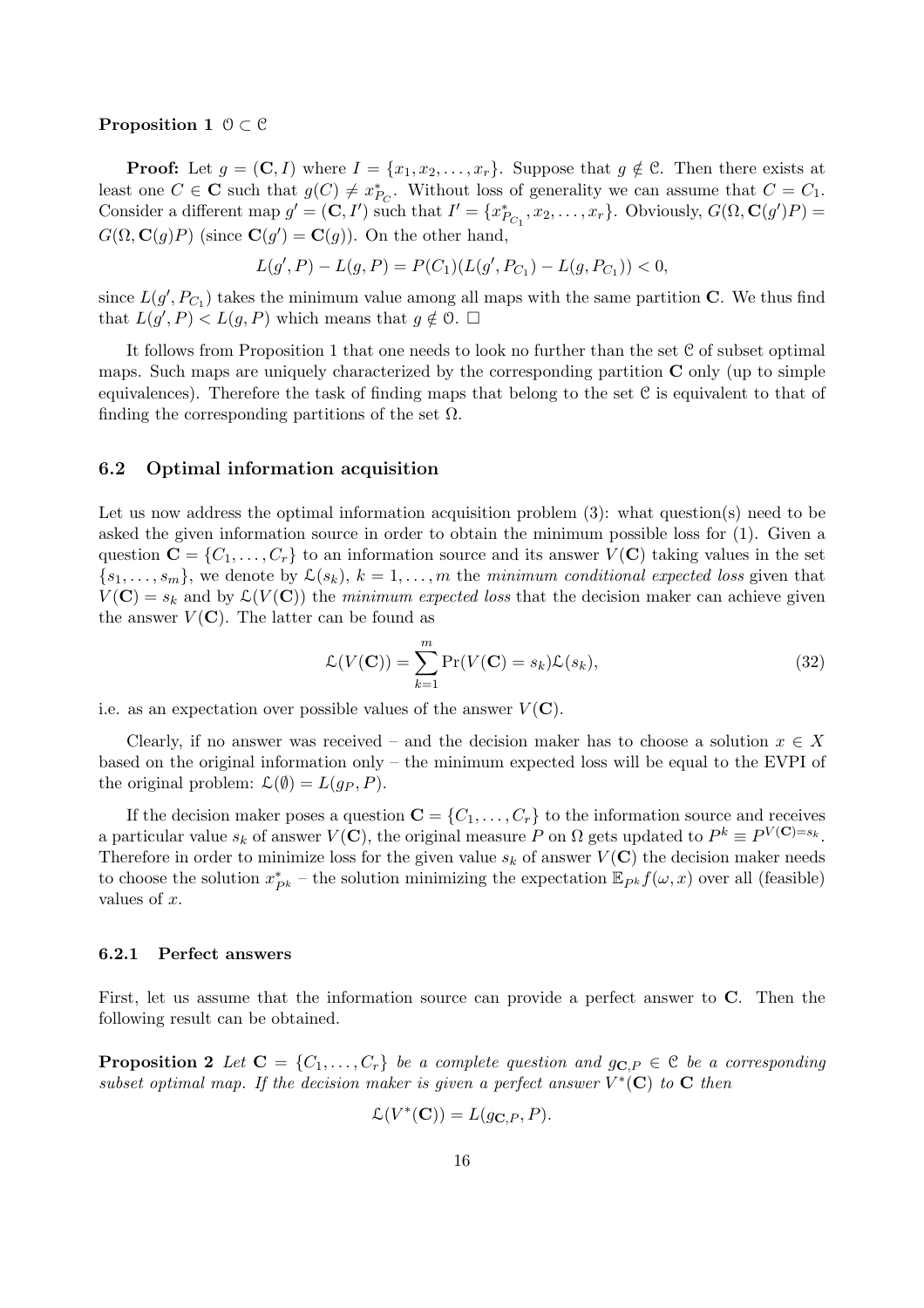**Proposition 1** $\mathcal{O} \subset \mathcal{C}$

**Proof:** Let $g = (\mathbf{C}, I)$ where $I = \{x_1, x_2, \ldots, x_r\}$. Suppose that $g \notin \mathcal{C}$. Then there exists at least one $C \in \mathbf{C}$ such that $g(C) \neq x^*_{P_C}$. Without loss of generality we can assume that $C = C_1$. Consider a different map $g' = (\mathbf{C}, I')$ such that $I' = \{x^*_{P_{C_1}}, x_2, \ldots, x_r\}$. Obviously, $G(\Omega, \mathbf{C}(g')P) = G(\Omega, \mathbf{C}(g)P)$ (since $\mathbf{C}(g') = \mathbf{C}(g)$). On the other hand,

$$L(g', P) - L(g, P) = P(C_1)(L(g', P_{C_1}) - L(g, P_{C_1})) < 0,$$

since $L(g', P_{C_1})$ takes the minimum value among all maps with the same partition $\mathbf{C}$. We thus find that $L(g', P) < L(g, P)$ which means that $g \notin \mathcal{O}$. $\square$

It follows from Proposition 1 that one needs to look no further than the set $\mathcal{C}$ of subset optimal maps. Such maps are uniquely characterized by the corresponding partition $\mathbf{C}$ only (up to simple equivalences). Therefore the task of finding maps that belong to the set $\mathcal{C}$ is equivalent to that of finding the corresponding partitions of the set $\Omega$.

### 6.2 Optimal information acquisition

Let us now address the optimal information acquisition problem (3): what question(s) need to be asked the given information source in order to obtain the minimum possible loss for (1). Given a question $\mathbf{C} = \{C_1, \ldots, C_r\}$ to an information source and its answer $V(\mathbf{C})$ taking values in the set $\{s_1, \ldots, s_m\}$, we denote by $\mathcal{L}(s_k)$, $k = 1, \ldots, m$ the *minimum conditional expected loss* given that $V(\mathbf{C}) = s_k$ and by $\mathcal{L}(V(\mathbf{C}))$ the *minimum expected loss* that the decision maker can achieve given the answer $V(\mathbf{C})$. The latter can be found as

$$\mathcal{L}(V(\mathbf{C})) = \sum_{k=1}^{m} \Pr(V(\mathbf{C}) = s_k)\mathcal{L}(s_k), \tag{32}$$

i.e. as an expectation over possible values of the answer $V(\mathbf{C})$.

Clearly, if no answer was received – and the decision maker has to choose a solution $x \in X$ based on the original information only – the minimum expected loss will be equal to the EVPI of the original problem: $\mathcal{L}(\emptyset) = L(g_P, P)$.

If the decision maker poses a question $\mathbf{C} = \{C_1, \ldots, C_r\}$ to the information source and receives a particular value $s_k$ of answer $V(\mathbf{C})$, the original measure $P$ on $\Omega$ gets updated to $P^k \equiv P^{V(\mathbf{C})=s_k}$. Therefore in order to minimize loss for the given value $s_k$ of answer $V(\mathbf{C})$ the decision maker needs to choose the solution $x^*_{P^k}$ – the solution minimizing the expectation $\mathbb{E}_{P^k} f(\omega, x)$ over all (feasible) values of $x$.

#### 6.2.1 Perfect answers

First, let us assume that the information source can provide a perfect answer to $\mathbf{C}$. Then the following result can be obtained.

**Proposition 2** *Let $\mathbf{C} = \{C_1, \ldots, C_r\}$ be a complete question and $g_{\mathbf{C},P} \in \mathcal{C}$ be a corresponding subset optimal map. If the decision maker is given a perfect answer $V^*(\mathbf{C})$ to $\mathbf{C}$ then*

$$\mathcal{L}(V^*(\mathbf{C})) = L(g_{\mathbf{C},P}, P).$$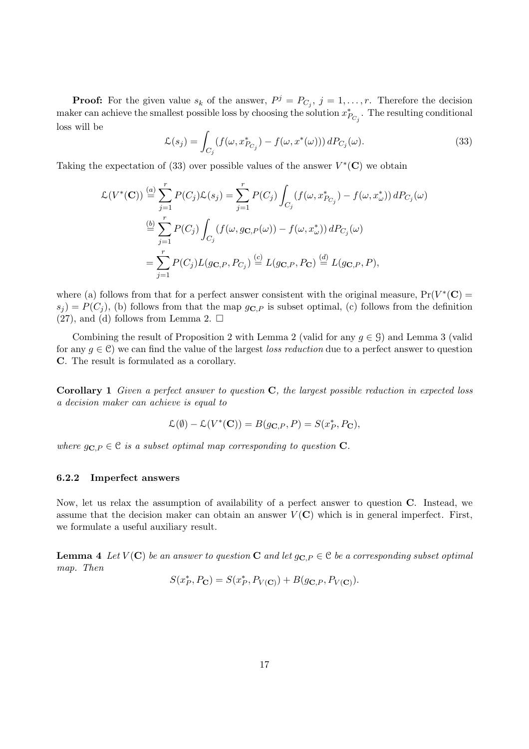**Proof:** For the given value $s_k$ of the answer, $P^j = P_{C_j}$, $j = 1, \ldots, r$. Therefore the decision maker can achieve the smallest possible loss by choosing the solution $x^*_{P_{C_j}}$. The resulting conditional loss will be

$$\mathcal{L}(s_j) = \int_{C_j} (f(\omega, x^*_{P_{C_j}}) - f(\omega, x^*(\omega)))\, dP_{C_j}(\omega). \tag{33}$$

Taking the expectation of (33) over possible values of the answer $V^*(\mathbf{C})$ we obtain

$$\begin{aligned}
\mathcal{L}(V^*(\mathbf{C})) &\overset{(a)}{=} \sum_{j=1}^{r} P(C_j)\mathcal{L}(s_j) = \sum_{j=1}^{r} P(C_j) \int_{C_j} (f(\omega, x^*_{P_{C_j}}) - f(\omega, x^*_\omega))\, dP_{C_j}(\omega) \\
&\overset{(b)}{=} \sum_{j=1}^{r} P(C_j) \int_{C_j} (f(\omega, g_{\mathbf{C},P}(\omega)) - f(\omega, x^*_\omega))\, dP_{C_j}(\omega) \\
&= \sum_{j=1}^{r} P(C_j) L(g_{\mathbf{C},P}, P_{C_j}) \overset{(c)}{=} L(g_{\mathbf{C},P}, P_{\mathbf{C}}) \overset{(d)}{=} L(g_{\mathbf{C},P}, P),
\end{aligned}$$

where (a) follows from that for a perfect answer consistent with the original measure, $\Pr(V^*(\mathbf{C}) = s_j) = P(C_j)$, (b) follows from that the map $g_{\mathbf{C},P}$ is subset optimal, (c) follows from the definition (27), and (d) follows from Lemma 2. $\Box$

Combining the result of Proposition 2 with Lemma 2 (valid for any $g \in \mathcal{G}$) and Lemma 3 (valid for any $g \in \mathcal{C}$) we can find the value of the largest *loss reduction* due to a perfect answer to question $\mathbf{C}$. The result is formulated as a corollary.

**Corollary 1** *Given a perfect answer to question* $\mathbf{C}$*, the largest possible reduction in expected loss a decision maker can achieve is equal to*

$$\mathcal{L}(\emptyset) - \mathcal{L}(V^*(\mathbf{C})) = B(g_{\mathbf{C},P}, P) = S(x^*_P, P_{\mathbf{C}}),$$

*where* $g_{\mathbf{C},P} \in \mathcal{C}$ *is a subset optimal map corresponding to question* $\mathbf{C}$*.*

### 6.2.2 Imperfect answers

Now, let us relax the assumption of availability of a perfect answer to question $\mathbf{C}$. Instead, we assume that the decision maker can obtain an answer $V(\mathbf{C})$ which is in general imperfect. First, we formulate a useful auxiliary result.

**Lemma 4** *Let* $V(\mathbf{C})$ *be an answer to question* $\mathbf{C}$ *and let* $g_{\mathbf{C},P} \in \mathcal{C}$ *be a corresponding subset optimal map. Then*

$$S(x^*_P, P_{\mathbf{C}}) = S(x^*_P, P_{V(\mathbf{C})}) + B(g_{\mathbf{C},P}, P_{V(\mathbf{C})}).$$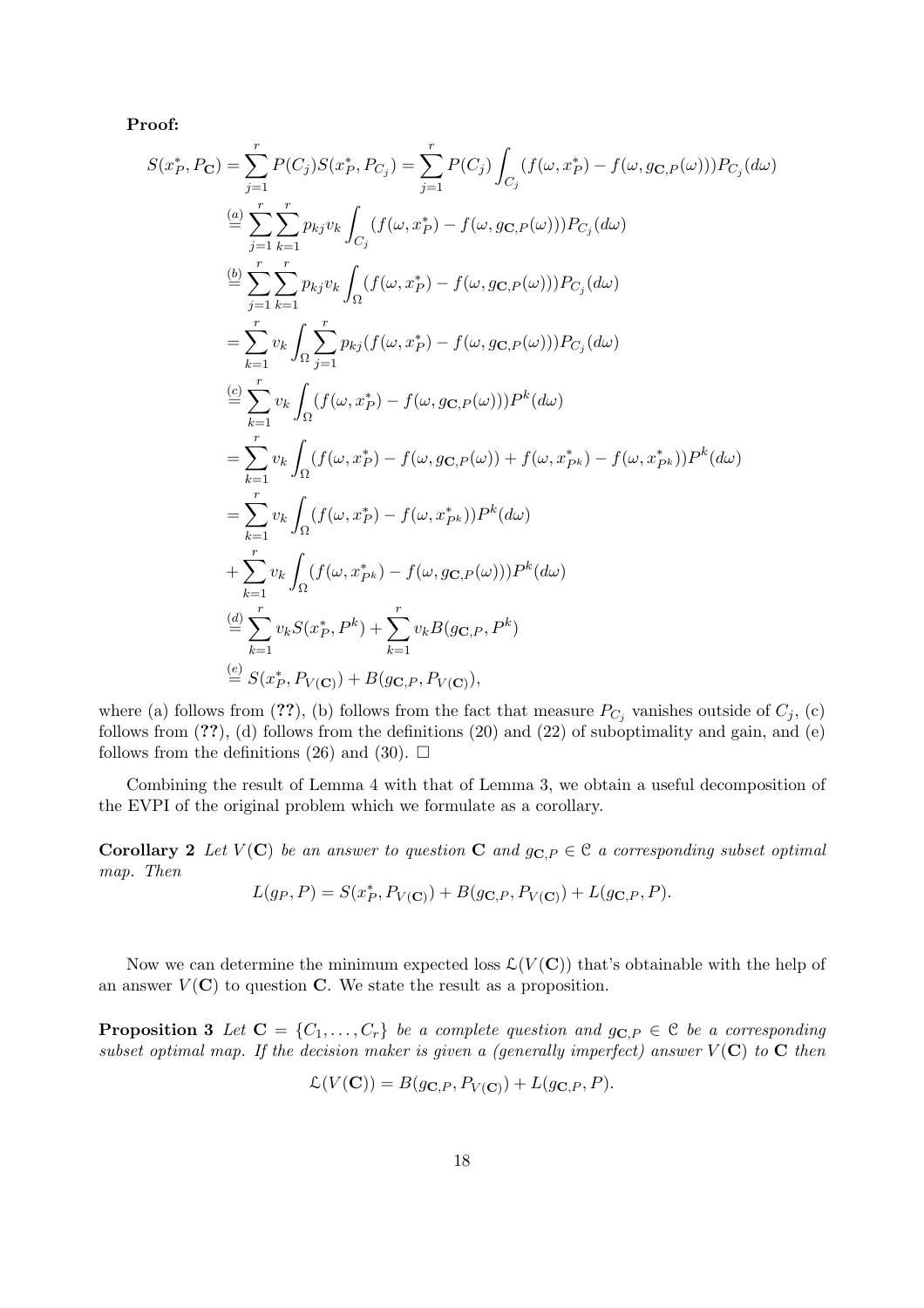**Proof:**

$$
\begin{aligned}
S(x_P^*, P_{\mathbf{C}}) &= \sum_{j=1}^{r} P(C_j) S(x_P^*, P_{C_j}) = \sum_{j=1}^{r} P(C_j) \int_{C_j} (f(\omega, x_P^*) - f(\omega, g_{\mathbf{C},P}(\omega))) P_{C_j}(d\omega) \\
&\overset{(a)}{=} \sum_{j=1}^{r} \sum_{k=1}^{r} p_{kj} v_k \int_{C_j} (f(\omega, x_P^*) - f(\omega, g_{\mathbf{C},P}(\omega))) P_{C_j}(d\omega) \\
&\overset{(b)}{=} \sum_{j=1}^{r} \sum_{k=1}^{r} p_{kj} v_k \int_{\Omega} (f(\omega, x_P^*) - f(\omega, g_{\mathbf{C},P}(\omega))) P_{C_j}(d\omega) \\
&= \sum_{k=1}^{r} v_k \int_{\Omega} \sum_{j=1}^{r} p_{kj} (f(\omega, x_P^*) - f(\omega, g_{\mathbf{C},P}(\omega))) P_{C_j}(d\omega) \\
&\overset{(c)}{=} \sum_{k=1}^{r} v_k \int_{\Omega} (f(\omega, x_P^*) - f(\omega, g_{\mathbf{C},P}(\omega))) P^k(d\omega) \\
&= \sum_{k=1}^{r} v_k \int_{\Omega} (f(\omega, x_P^*) - f(\omega, g_{\mathbf{C},P}(\omega)) + f(\omega, x_{P^k}^*) - f(\omega, x_{P^k}^*)) P^k(d\omega) \\
&= \sum_{k=1}^{r} v_k \int_{\Omega} (f(\omega, x_P^*) - f(\omega, x_{P^k}^*)) P^k(d\omega) \\
&+ \sum_{k=1}^{r} v_k \int_{\Omega} (f(\omega, x_{P^k}^*) - f(\omega, g_{\mathbf{C},P}(\omega))) P^k(d\omega) \\
&\overset{(d)}{=} \sum_{k=1}^{r} v_k S(x_P^*, P^k) + \sum_{k=1}^{r} v_k B(g_{\mathbf{C},P}, P^k) \\
&\overset{(e)}{=} S(x_P^*, P_{V(\mathbf{C})}) + B(g_{\mathbf{C},P}, P_{V(\mathbf{C})}),
\end{aligned}
$$

where (a) follows from (**??**), (b) follows from the fact that measure $P_{C_j}$ vanishes outside of $C_j$, (c) follows from (**??**), (d) follows from the definitions (20) and (22) of suboptimality and gain, and (e) follows from the definitions (26) and (30). $\square$

Combining the result of Lemma 4 with that of Lemma 3, we obtain a useful decomposition of the EVPI of the original problem which we formulate as a corollary.

**Corollary 2** *Let $V(\mathbf{C})$ be an answer to question $\mathbf{C}$ and $g_{\mathbf{C},P} \in \mathcal{C}$ a corresponding subset optimal map. Then*

$$
L(g_P, P) = S(x_P^*, P_{V(\mathbf{C})}) + B(g_{\mathbf{C},P}, P_{V(\mathbf{C})}) + L(g_{\mathbf{C},P}, P).
$$

Now we can determine the minimum expected loss $\mathcal{L}(V(\mathbf{C}))$ that's obtainable with the help of an answer $V(\mathbf{C})$ to question $\mathbf{C}$. We state the result as a proposition.

**Proposition 3** *Let $\mathbf{C} = \{C_1, \ldots, C_r\}$ be a complete question and $g_{\mathbf{C},P} \in \mathcal{C}$ be a corresponding subset optimal map. If the decision maker is given a (generally imperfect) answer $V(\mathbf{C})$ to $\mathbf{C}$ then*

$$
\mathcal{L}(V(\mathbf{C})) = B(g_{\mathbf{C},P}, P_{V(\mathbf{C})}) + L(g_{\mathbf{C},P}, P).
$$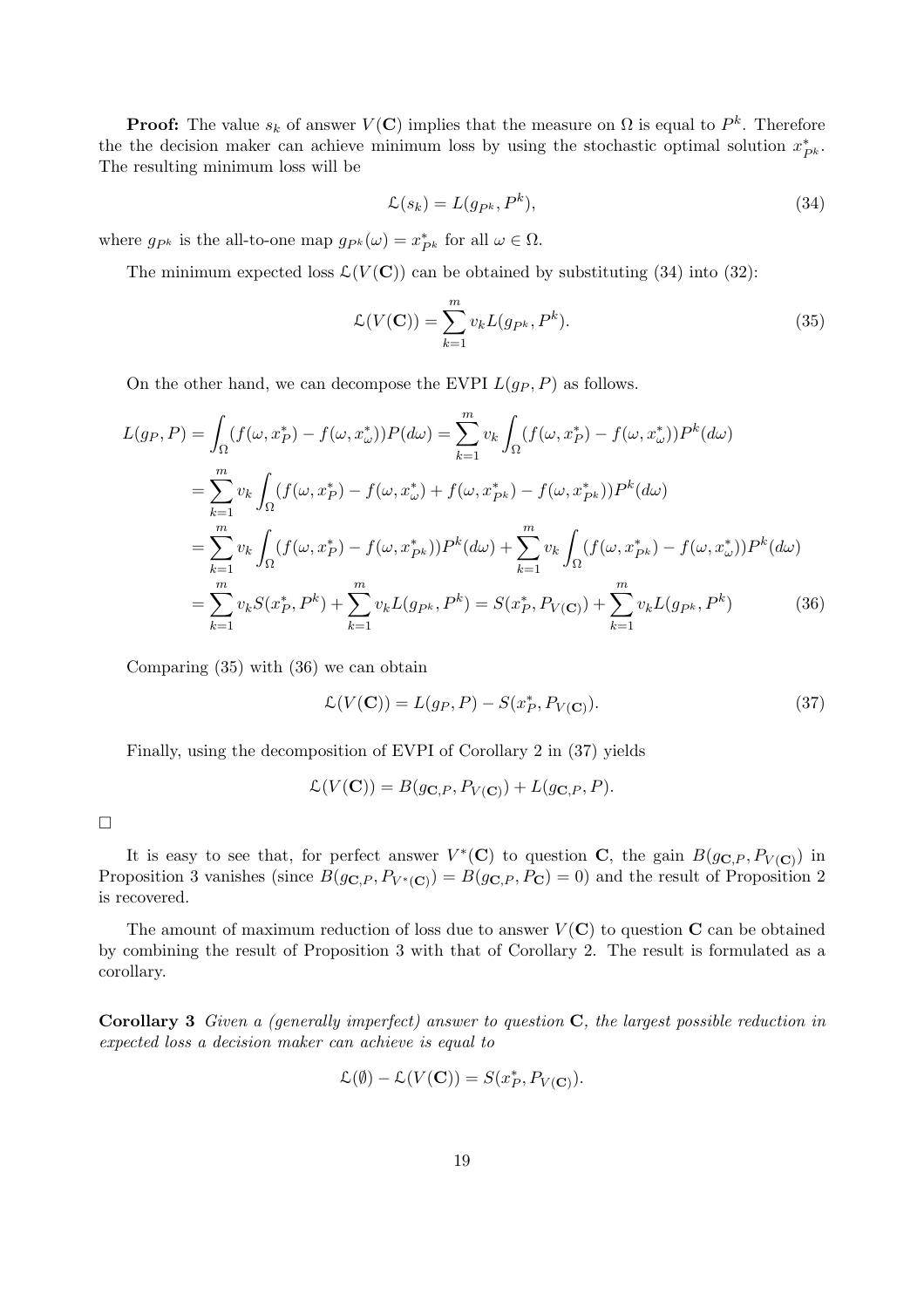**Proof:** The value $s_k$ of answer $V(\mathbf{C})$ implies that the measure on $\Omega$ is equal to $P^k$. Therefore the the decision maker can achieve minimum loss by using the stochastic optimal solution $x^*_{P^k}$. The resulting minimum loss will be

$$\mathcal{L}(s_k) = L(g_{P^k}, P^k), \tag{34}$$

where $g_{P^k}$ is the all-to-one map $g_{P^k}(\omega) = x^*_{P^k}$ for all $\omega \in \Omega$.

The minimum expected loss $\mathcal{L}(V(\mathbf{C}))$ can be obtained by substituting (34) into (32):

$$\mathcal{L}(V(\mathbf{C})) = \sum_{k=1}^{m} v_k L(g_{P^k}, P^k). \tag{35}$$

On the other hand, we can decompose the EVPI $L(g_P, P)$ as follows.

$$\begin{aligned}
L(g_P, P) &= \int_\Omega (f(\omega, x^*_P) - f(\omega, x^*_\omega))P(d\omega) = \sum_{k=1}^{m} v_k \int_\Omega (f(\omega, x^*_P) - f(\omega, x^*_\omega))P^k(d\omega) \\
&= \sum_{k=1}^{m} v_k \int_\Omega (f(\omega, x^*_P) - f(\omega, x^*_\omega) + f(\omega, x^*_{P^k}) - f(\omega, x^*_{P^k}))P^k(d\omega) \\
&= \sum_{k=1}^{m} v_k \int_\Omega (f(\omega, x^*_P) - f(\omega, x^*_{P^k}))P^k(d\omega) + \sum_{k=1}^{m} v_k \int_\Omega (f(\omega, x^*_{P^k}) - f(\omega, x^*_\omega))P^k(d\omega) \\
&= \sum_{k=1}^{m} v_k S(x^*_P, P^k) + \sum_{k=1}^{m} v_k L(g_{P^k}, P^k) = S(x^*_P, P_{V(\mathbf{C})}) + \sum_{k=1}^{m} v_k L(g_{P^k}, P^k)
\end{aligned} \tag{36}$$

Comparing (35) with (36) we can obtain

$$\mathcal{L}(V(\mathbf{C})) = L(g_P, P) - S(x^*_P, P_{V(\mathbf{C})}). \tag{37}$$

Finally, using the decomposition of EVPI of Corollary 2 in (37) yields

$$\mathcal{L}(V(\mathbf{C})) = B(g_{\mathbf{C},P}, P_{V(\mathbf{C})}) + L(g_{\mathbf{C},P}, P).$$

□

It is easy to see that, for perfect answer $V^*(\mathbf{C})$ to question $\mathbf{C}$, the gain $B(g_{\mathbf{C},P}, P_{V(\mathbf{C})})$ in Proposition 3 vanishes (since $B(g_{\mathbf{C},P}, P_{V^*(\mathbf{C})}) = B(g_{\mathbf{C},P}, P_{\mathbf{C}}) = 0$) and the result of Proposition 2 is recovered.

The amount of maximum reduction of loss due to answer $V(\mathbf{C})$ to question $\mathbf{C}$ can be obtained by combining the result of Proposition 3 with that of Corollary 2. The result is formulated as a corollary.

**Corollary 3** *Given a (generally imperfect) answer to question* $\mathbf{C}$*, the largest possible reduction in expected loss a decision maker can achieve is equal to*

$$\mathcal{L}(\emptyset) - \mathcal{L}(V(\mathbf{C})) = S(x^*_P, P_{V(\mathbf{C})}).$$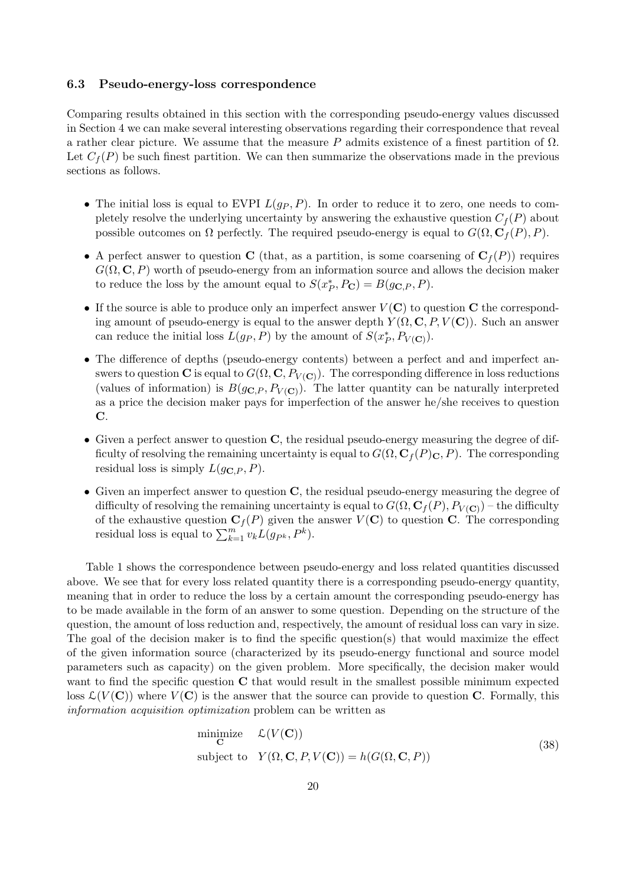### 6.3 Pseudo-energy-loss correspondence

Comparing results obtained in this section with the corresponding pseudo-energy values discussed in Section 4 we can make several interesting observations regarding their correspondence that reveal a rather clear picture. We assume that the measure $P$ admits existence of a finest partition of $\Omega$. Let $C_f(P)$ be such finest partition. We can then summarize the observations made in the previous sections as follows.

- The initial loss is equal to EVPI $L(g_P, P)$. In order to reduce it to zero, one needs to completely resolve the underlying uncertainty by answering the exhaustive question $C_f(P)$ about possible outcomes on $\Omega$ perfectly. The required pseudo-energy is equal to $G(\Omega, \mathbf{C}_f(P), P)$.
- A perfect answer to question $\mathbf{C}$ (that, as a partition, is some coarsening of $\mathbf{C}_f(P)$) requires $G(\Omega, \mathbf{C}, P)$ worth of pseudo-energy from an information source and allows the decision maker to reduce the loss by the amount equal to $S(x^*_P, P_\mathbf{C}) = B(g_{\mathbf{C},P}, P)$.
- If the source is able to produce only an imperfect answer $V(\mathbf{C})$ to question $\mathbf{C}$ the corresponding amount of pseudo-energy is equal to the answer depth $Y(\Omega, \mathbf{C}, P, V(\mathbf{C}))$. Such an answer can reduce the initial loss $L(g_P, P)$ by the amount of $S(x^*_P, P_{V(\mathbf{C})})$.
- The difference of depths (pseudo-energy contents) between a perfect and and imperfect answers to question $\mathbf{C}$ is equal to $G(\Omega, \mathbf{C}, P_{V(\mathbf{C})})$. The corresponding difference in loss reductions (values of information) is $B(g_{\mathbf{C},P}, P_{V(\mathbf{C})})$. The latter quantity can be naturally interpreted as a price the decision maker pays for imperfection of the answer he/she receives to question $\mathbf{C}$.
- Given a perfect answer to question $\mathbf{C}$, the residual pseudo-energy measuring the degree of difficulty of resolving the remaining uncertainty is equal to $G(\Omega, \mathbf{C}_f(P)_\mathbf{C}, P)$. The corresponding residual loss is simply $L(g_{\mathbf{C},P}, P)$.
- Given an imperfect answer to question $\mathbf{C}$, the residual pseudo-energy measuring the degree of difficulty of resolving the remaining uncertainty is equal to $G(\Omega, \mathbf{C}_f(P), P_{V(\mathbf{C})})$ – the difficulty of the exhaustive question $\mathbf{C}_f(P)$ given the answer $V(\mathbf{C})$ to question $\mathbf{C}$. The corresponding residual loss is equal to $\sum_{k=1}^m v_k L(g_{P^k}, P^k)$.

Table 1 shows the correspondence between pseudo-energy and loss related quantities discussed above. We see that for every loss related quantity there is a corresponding pseudo-energy quantity, meaning that in order to reduce the loss by a certain amount the corresponding pseudo-energy has to be made available in the form of an answer to some question. Depending on the structure of the question, the amount of loss reduction and, respectively, the amount of residual loss can vary in size. The goal of the decision maker is to find the specific question(s) that would maximize the effect of the given information source (characterized by its pseudo-energy functional and source model parameters such as capacity) on the given problem. More specifically, the decision maker would want to find the specific question $\mathbf{C}$ that would result in the smallest possible minimum expected loss $\mathcal{L}(V(\mathbf{C}))$ where $V(\mathbf{C})$ is the answer that the source can provide to question $\mathbf{C}$. Formally, this *information acquisition optimization* problem can be written as

$$
\begin{aligned}
\underset{\mathbf{C}}{\text{minimize}} \quad & \mathcal{L}(V(\mathbf{C})) \\
\text{subject to} \quad & Y(\Omega, \mathbf{C}, P, V(\mathbf{C})) = h(G(\Omega, \mathbf{C}, P))
\end{aligned}
\tag{38}
$$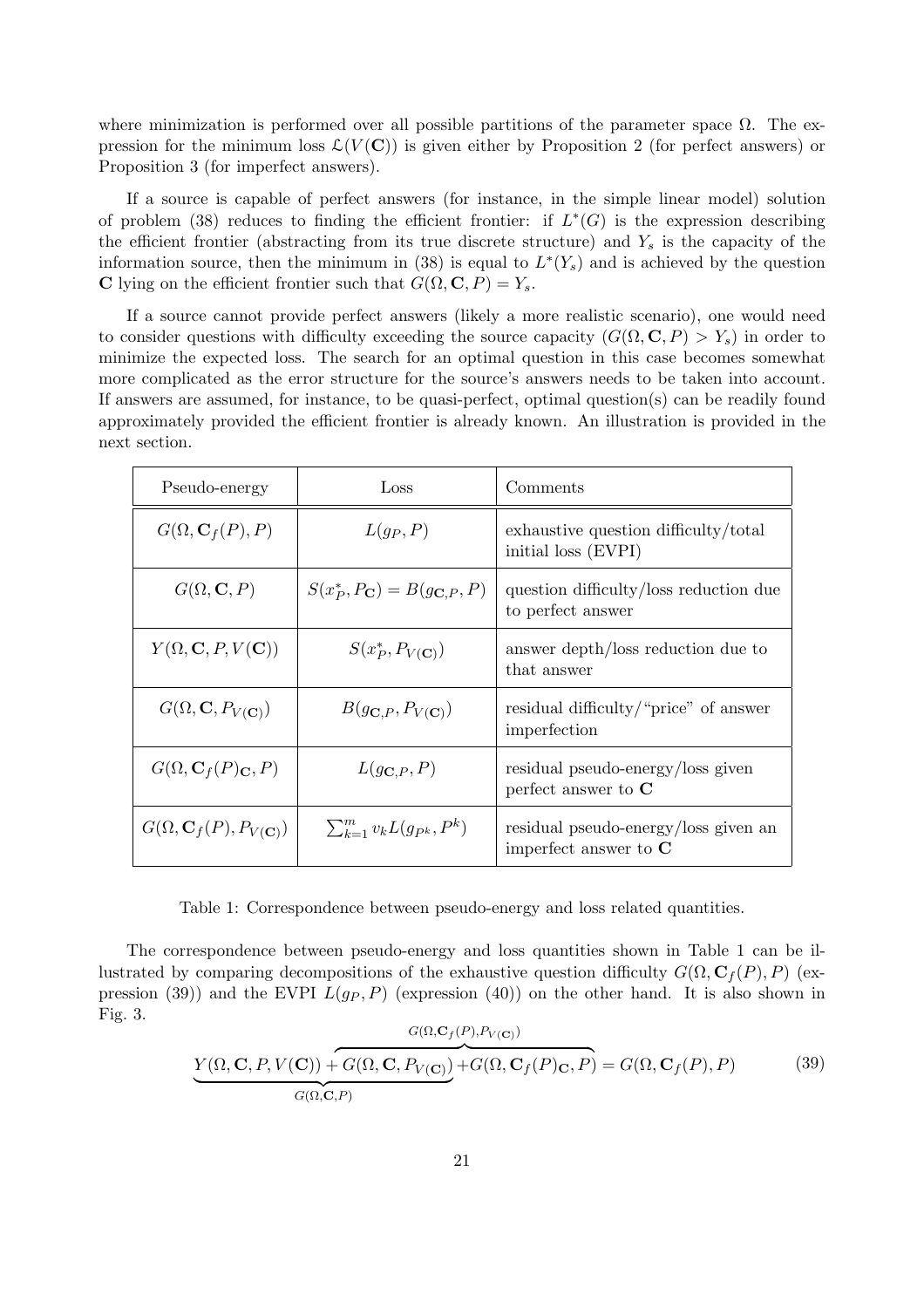where minimization is performed over all possible partitions of the parameter space $\Omega$. The expression for the minimum loss $\mathcal{L}(V(\mathbf{C}))$ is given either by Proposition 2 (for perfect answers) or Proposition 3 (for imperfect answers).

If a source is capable of perfect answers (for instance, in the simple linear model) solution of problem (38) reduces to finding the efficient frontier: if $L^*(G)$ is the expression describing the efficient frontier (abstracting from its true discrete structure) and $Y_s$ is the capacity of the information source, then the minimum in (38) is equal to $L^*(Y_s)$ and is achieved by the question $\mathbf{C}$ lying on the efficient frontier such that $G(\Omega, \mathbf{C}, P) = Y_s$.

If a source cannot provide perfect answers (likely a more realistic scenario), one would need to consider questions with difficulty exceeding the source capacity ($G(\Omega, \mathbf{C}, P) > Y_s$) in order to minimize the expected loss. The search for an optimal question in this case becomes somewhat more complicated as the error structure for the source's answers needs to be taken into account. If answers are assumed, for instance, to be quasi-perfect, optimal question(s) can be readily found approximately provided the efficient frontier is already known. An illustration is provided in the next section.

| Pseudo-energy | Loss | Comments |
|---|---|---|
| $G(\Omega, \mathbf{C}_f(P), P)$ | $L(g_P, P)$ | exhaustive question difficulty/total initial loss (EVPI) |
| $G(\Omega, \mathbf{C}, P)$ | $S(x_P^*, P_{\mathbf{C}}) = B(g_{\mathbf{C},P}, P)$ | question difficulty/loss reduction due to perfect answer |
| $Y(\Omega, \mathbf{C}, P, V(\mathbf{C}))$ | $S(x_P^*, P_{V(\mathbf{C})})$ | answer depth/loss reduction due to that answer |
| $G(\Omega, \mathbf{C}, P_{V(\mathbf{C})})$ | $B(g_{\mathbf{C},P}, P_{V(\mathbf{C})})$ | residual difficulty/"price" of answer imperfection |
| $G(\Omega, \mathbf{C}_f(P)_{\mathbf{C}}, P)$ | $L(g_{\mathbf{C},P}, P)$ | residual pseudo-energy/loss given perfect answer to $\mathbf{C}$ |
| $G(\Omega, \mathbf{C}_f(P), P_{V(\mathbf{C})})$ | $\sum_{k=1}^{m} v_k L(g_{P^k}, P^k)$ | residual pseudo-energy/loss given an imperfect answer to $\mathbf{C}$ |

Table 1: Correspondence between pseudo-energy and loss related quantities.

The correspondence between pseudo-energy and loss quantities shown in Table 1 can be illustrated by comparing decompositions of the exhaustive question difficulty $G(\Omega, \mathbf{C}_f(P), P)$ (expression (39)) and the EVPI $L(g_P, P)$ (expression (40)) on the other hand. It is also shown in Fig. 3.

$$\underbrace{Y(\Omega, \mathbf{C}, P, V(\mathbf{C})) + \overbrace{G(\Omega, \mathbf{C}, P_{V(\mathbf{C})})}^{}}_{G(\Omega,\mathbf{C},P)}\overbrace{+ G(\Omega, \mathbf{C}_f(P)_{\mathbf{C}}, P)}^{G(\Omega,\mathbf{C}_f(P),P_{V(\mathbf{C})})} = G(\Omega, \mathbf{C}_f(P), P) \tag{39}$$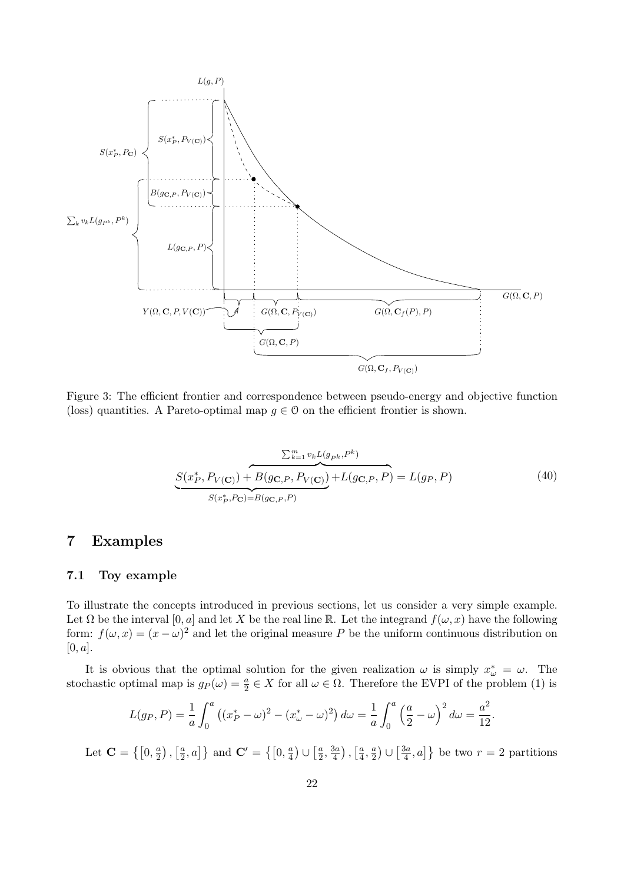Figure 3: The efficient frontier and correspondence between pseudo-energy and objective function (loss) quantities. A Pareto-optimal map $g \in \mathcal{O}$ on the efficient frontier is shown.

$$
\underbrace{S(x_P^*, P_{V(\mathbf{C})}) + \overbrace{B(g_{\mathbf{C},P}, P_{V(\mathbf{C})})}^{\sum_{k=1}^m v_k L(g_{P^k}, P^k)}}_{S(x_P^*, P_{\mathbf{C}}) = B(g_{\mathbf{C},P}, P)} + L(g_{\mathbf{C},P}, P) = L(g_P, P) \tag{40}
$$

## 7 Examples

### 7.1 Toy example

To illustrate the concepts introduced in previous sections, let us consider a very simple example. Let $\Omega$ be the interval $[0, a]$ and let $X$ be the real line $\mathbb{R}$. Let the integrand $f(\omega, x)$ have the following form: $f(\omega, x) = (x - \omega)^2$ and let the original measure $P$ be the uniform continuous distribution on $[0, a]$.

It is obvious that the optimal solution for the given realization $\omega$ is simply $x_\omega^* = \omega$. The stochastic optimal map is $g_P(\omega) = \frac{a}{2} \in X$ for all $\omega \in \Omega$. Therefore the EVPI of the problem (1) is

$$
L(g_P, P) = \frac{1}{a} \int_0^a \left( (x_P^* - \omega)^2 - (x_\omega^* - \omega)^2 \right) d\omega = \frac{1}{a} \int_0^a \left( \frac{a}{2} - \omega \right)^2 d\omega = \frac{a^2}{12}.
$$

Let $\mathbf{C} = \left\{ \left[0, \frac{a}{2}\right), \left[\frac{a}{2}, a\right] \right\}$ and $\mathbf{C}' = \left\{ \left[0, \frac{a}{4}\right) \cup \left[\frac{a}{2}, \frac{3a}{4}\right), \left[\frac{a}{4}, \frac{a}{2}\right) \cup \left[\frac{3a}{4}, a\right] \right\}$ be two $r = 2$ partitions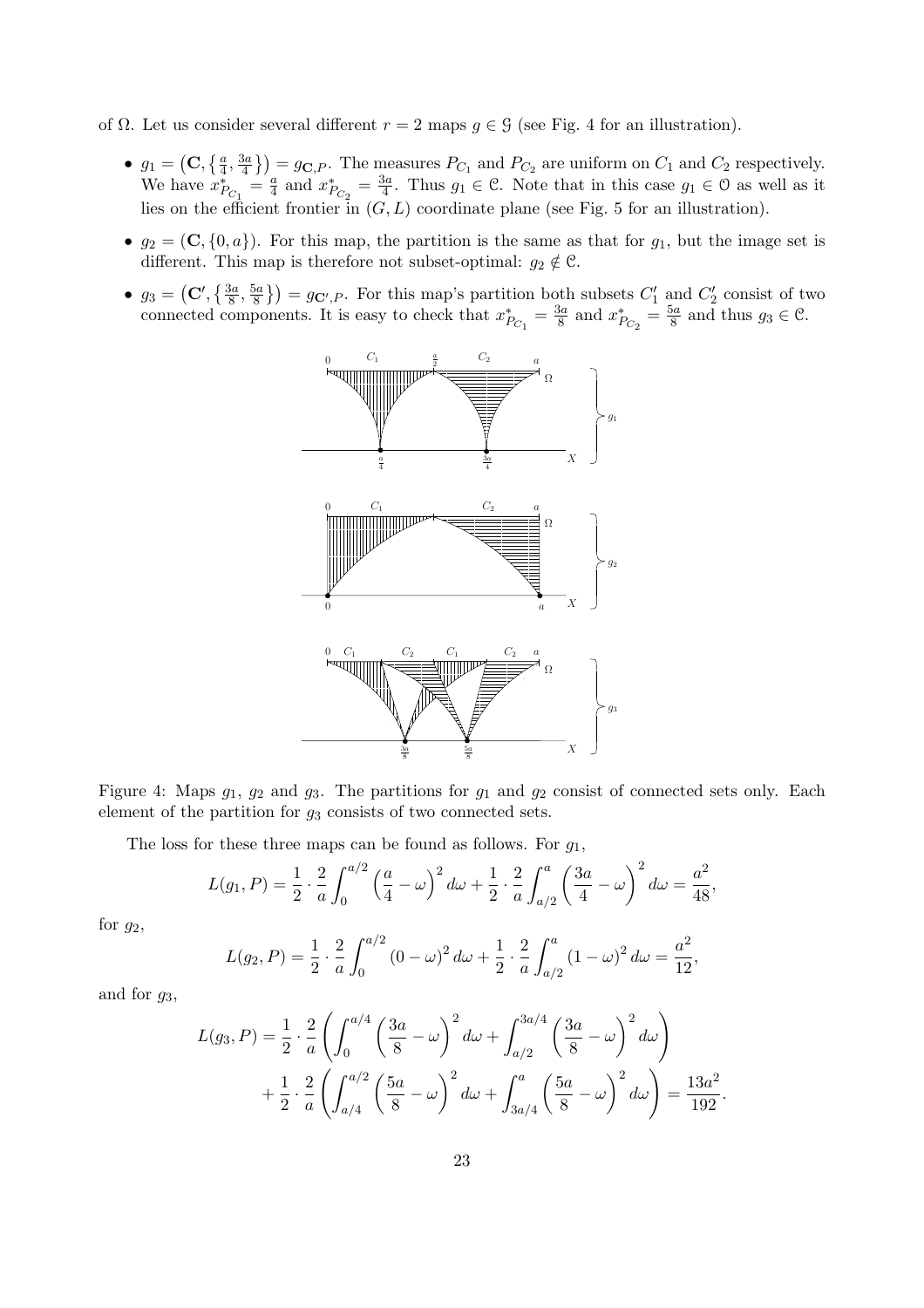of $\Omega$. Let us consider several different $r = 2$ maps $g \in \mathcal{G}$ (see Fig. 4 for an illustration).

- $g_1 = \left(\mathbf{C}, \left\{\frac{a}{4}, \frac{3a}{4}\right\}\right) = g_{\mathbf{C},P}$. The measures $P_{C_1}$ and $P_{C_2}$ are uniform on $C_1$ and $C_2$ respectively. We have $x^*_{P_{C_1}} = \frac{a}{4}$ and $x^*_{P_{C_2}} = \frac{3a}{4}$. Thus $g_1 \in \mathcal{C}$. Note that in this case $g_1 \in \mathcal{O}$ as well as it lies on the efficient frontier in $(G, L)$ coordinate plane (see Fig. 5 for an illustration).
- $g_2 = (\mathbf{C}, \{0, a\})$. For this map, the partition is the same as that for $g_1$, but the image set is different. This map is therefore not subset-optimal: $g_2 \notin \mathcal{C}$.
- $g_3 = \left(\mathbf{C}', \left\{\frac{3a}{8}, \frac{5a}{8}\right\}\right) = g_{\mathbf{C}',P}$. For this map's partition both subsets $C'_1$ and $C'_2$ consist of two connected components. It is easy to check that $x^*_{P_{C_1}} = \frac{3a}{8}$ and $x^*_{P_{C_2}} = \frac{5a}{8}$ and thus $g_3 \in \mathcal{C}$.

Figure 4: Maps $g_1$, $g_2$ and $g_3$. The partitions for $g_1$ and $g_2$ consist of connected sets only. Each element of the partition for $g_3$ consists of two connected sets.

The loss for these three maps can be found as follows. For $g_1$,

$$L(g_1, P) = \frac{1}{2} \cdot \frac{2}{a} \int_0^{a/2} \left(\frac{a}{4} - \omega\right)^2 d\omega + \frac{1}{2} \cdot \frac{2}{a} \int_{a/2}^{a} \left(\frac{3a}{4} - \omega\right)^2 d\omega = \frac{a^2}{48},$$

for $g_2$,

$$L(g_2, P) = \frac{1}{2} \cdot \frac{2}{a} \int_0^{a/2} (0 - \omega)^2 d\omega + \frac{1}{2} \cdot \frac{2}{a} \int_{a/2}^{a} (1 - \omega)^2 d\omega = \frac{a^2}{12},$$

and for $g_3$,

$$L(g_3, P) = \frac{1}{2} \cdot \frac{2}{a} \left( \int_0^{a/4} \left(\frac{3a}{8} - \omega\right)^2 d\omega + \int_{a/2}^{3a/4} \left(\frac{3a}{8} - \omega\right)^2 d\omega \right)$$
$$+ \frac{1}{2} \cdot \frac{2}{a} \left( \int_{a/4}^{a/2} \left(\frac{5a}{8} - \omega\right)^2 d\omega + \int_{3a/4}^{a} \left(\frac{5a}{8} - \omega\right)^2 d\omega \right) = \frac{13a^2}{192}.$$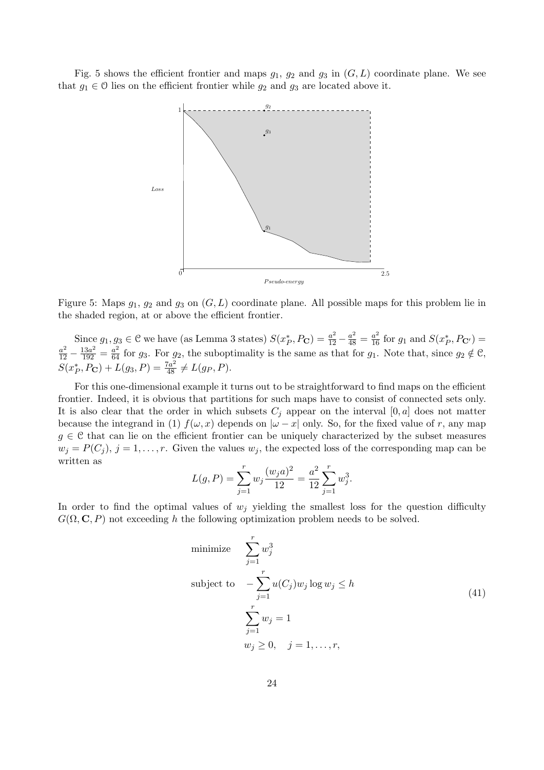Fig. 5 shows the efficient frontier and maps $g_1$, $g_2$ and $g_3$ in $(G, L)$ coordinate plane. We see that $g_1 \in \mathcal{O}$ lies on the efficient frontier while $g_2$ and $g_3$ are located above it.

Figure 5: Maps $g_1$, $g_2$ and $g_3$ on $(G, L)$ coordinate plane. All possible maps for this problem lie in the shaded region, at or above the efficient frontier.

Since $g_1, g_3 \in \mathcal{C}$ we have (as Lemma 3 states) $S(x_P^*, P_{\mathbf{C}}) = \frac{a^2}{12} - \frac{a^2}{48} = \frac{a^2}{16}$ for $g_1$ and $S(x_P^*, P_{\mathbf{C}'}) = \frac{a^2}{12} - \frac{13a^2}{192} = \frac{a^2}{64}$ for $g_3$. For $g_2$, the suboptimality is the same as that for $g_1$. Note that, since $g_2 \notin \mathcal{C}$, $S(x_P^*, P_{\mathbf{C}}) + L(g_3, P) = \frac{7a^2}{48} \neq L(g_P, P)$.

For this one-dimensional example it turns out to be straightforward to find maps on the efficient frontier. Indeed, it is obvious that partitions for such maps have to consist of connected sets only. It is also clear that the order in which subsets $C_j$ appear on the interval $[0, a]$ does not matter because the integrand in (1) $f(\omega, x)$ depends on $|\omega - x|$ only. So, for the fixed value of $r$, any map $g \in \mathcal{C}$ that can lie on the efficient frontier can be uniquely characterized by the subset measures $w_j = P(C_j)$, $j = 1, \ldots, r$. Given the values $w_j$, the expected loss of the corresponding map can be written as

$$L(g, P) = \sum_{j=1}^{r} w_j \frac{(w_j a)^2}{12} = \frac{a^2}{12} \sum_{j=1}^{r} w_j^3.$$

In order to find the optimal values of $w_j$ yielding the smallest loss for the question difficulty $G(\Omega, \mathbf{C}, P)$ not exceeding $h$ the following optimization problem needs to be solved.

$$\begin{aligned}
\text{minimize} \quad & \sum_{j=1}^{r} w_j^3 \\
\text{subject to} \quad & -\sum_{j=1}^{r} u(C_j) w_j \log w_j \leq h \\
& \sum_{j=1}^{r} w_j = 1 \\
& w_j \geq 0, \quad j = 1, \ldots, r,
\end{aligned} \tag{41}$$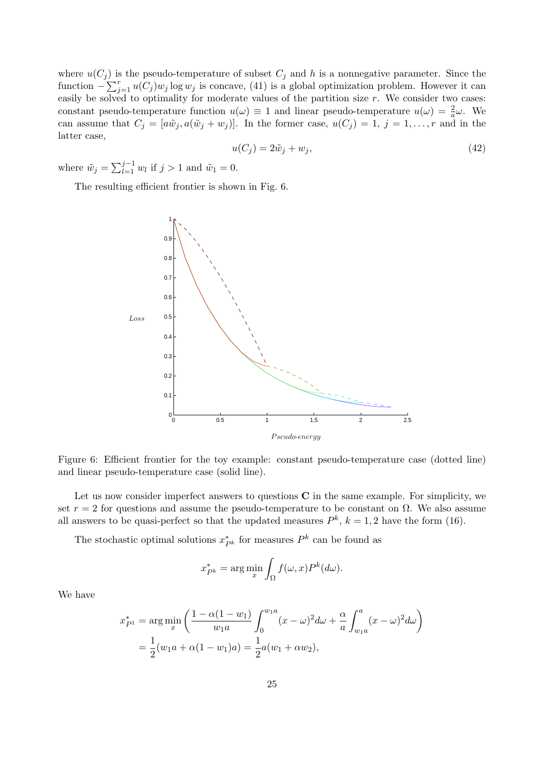where $u(C_j)$ is the pseudo-temperature of subset $C_j$ and $h$ is a nonnegative parameter. Since the function $-\sum_{j=1}^{r} u(C_j)w_j \log w_j$ is concave, (41) is a global optimization problem. However it can easily be solved to optimality for moderate values of the partition size $r$. We consider two cases: constant pseudo-temperature function $u(\omega) \equiv 1$ and linear pseudo-temperature $u(\omega) = \frac{2}{a}\omega$. We can assume that $C_j = [a\tilde{w}_j, a(\tilde{w}_j + w_j)]$. In the former case, $u(C_j) = 1,\ j = 1, \ldots, r$ and in the latter case,

$$u(C_j) = 2\tilde{w}_j + w_j, \tag{42}$$

where $\tilde{w}_j = \sum_{l=1}^{j-1} w_l$ if $j > 1$ and $\tilde{w}_1 = 0$.

The resulting efficient frontier is shown in Fig. 6.

Figure 6: Efficient frontier for the toy example: constant pseudo-temperature case (dotted line) and linear pseudo-temperature case (solid line).

Let us now consider imperfect answers to questions $\mathbf{C}$ in the same example. For simplicity, we set $r = 2$ for questions and assume the pseudo-temperature to be constant on $\Omega$. We also assume all answers to be quasi-perfect so that the updated measures $P^k,\ k = 1, 2$ have the form (16).

The stochastic optimal solutions $x^*_{P^k}$ for measures $P^k$ can be found as

$$x^*_{P^k} = \arg\min_x \int_\Omega f(\omega, x) P^k(d\omega).$$

We have

$$\begin{aligned}
x^*_{P^1} &= \arg\min_x \left( \frac{1 - \alpha(1 - w_1)}{w_1 a} \int_0^{w_1 a} (x - \omega)^2 d\omega + \frac{\alpha}{a} \int_{w_1 a}^{a} (x - \omega)^2 d\omega \right) \\
&= \frac{1}{2}(w_1 a + \alpha(1 - w_1)a) = \frac{1}{2} a(w_1 + \alpha w_2),
\end{aligned}$$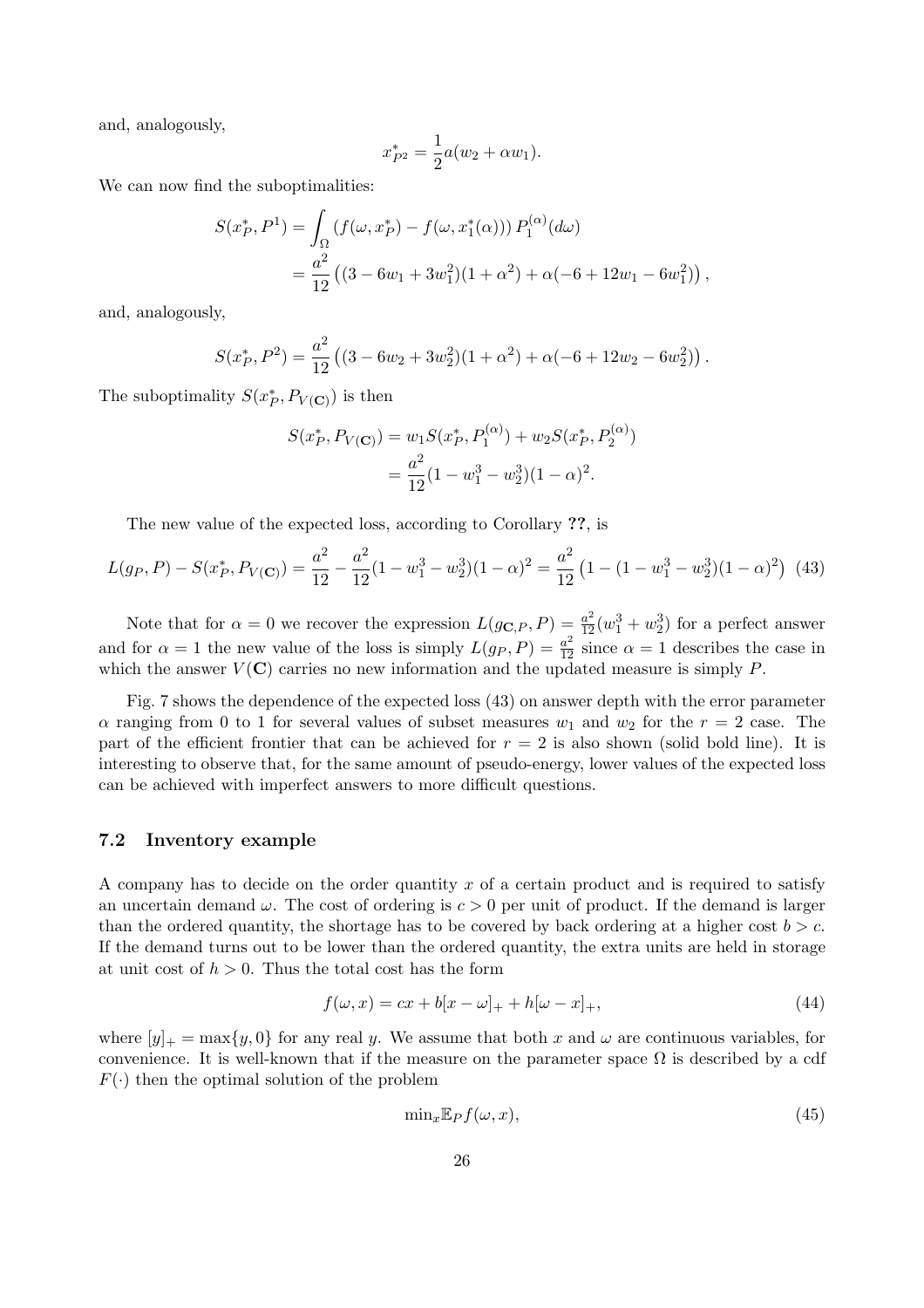and, analogously,

$$x^*_{P^2} = \frac{1}{2}a(w_2 + \alpha w_1).$$

We can now find the suboptimalities:

$$\begin{aligned}
S(x^*_P, P^1) &= \int_\Omega \left(f(\omega, x^*_P) - f(\omega, x^*_1(\alpha))\right) P_1^{(\alpha)}(d\omega) \\
&= \frac{a^2}{12}\left((3 - 6w_1 + 3w_1^2)(1+\alpha^2) + \alpha(-6 + 12w_1 - 6w_1^2)\right),
\end{aligned}$$

and, analogously,

$$S(x^*_P, P^2) = \frac{a^2}{12}\left((3 - 6w_2 + 3w_2^2)(1+\alpha^2) + \alpha(-6 + 12w_2 - 6w_2^2)\right).$$

The suboptimality $S(x^*_P, P_{V(\mathbf{C})})$ is then

$$\begin{aligned}
S(x^*_P, P_{V(\mathbf{C})}) &= w_1 S(x^*_P, P_1^{(\alpha)}) + w_2 S(x^*_P, P_2^{(\alpha)}) \\
&= \frac{a^2}{12}(1 - w_1^3 - w_2^3)(1-\alpha)^2.
\end{aligned}$$

The new value of the expected loss, according to Corollary **??**, is

$$L(g_P, P) - S(x^*_P, P_{V(\mathbf{C})}) = \frac{a^2}{12} - \frac{a^2}{12}(1 - w_1^3 - w_2^3)(1-\alpha)^2 = \frac{a^2}{12}\left(1 - (1 - w_1^3 - w_2^3)(1-\alpha)^2\right) \quad (43)$$

Note that for $\alpha = 0$ we recover the expression $L(g_{\mathbf{C},P}, P) = \frac{a^2}{12}(w_1^3 + w_2^3)$ for a perfect answer and for $\alpha = 1$ the new value of the loss is simply $L(g_P, P) = \frac{a^2}{12}$ since $\alpha = 1$ describes the case in which the answer $V(\mathbf{C})$ carries no new information and the updated measure is simply $P$.

Fig. 7 shows the dependence of the expected loss (43) on answer depth with the error parameter $\alpha$ ranging from 0 to 1 for several values of subset measures $w_1$ and $w_2$ for the $r = 2$ case. The part of the efficient frontier that can be achieved for $r = 2$ is also shown (solid bold line). It is interesting to observe that, for the same amount of pseudo-energy, lower values of the expected loss can be achieved with imperfect answers to more difficult questions.

### 7.2 Inventory example

A company has to decide on the order quantity $x$ of a certain product and is required to satisfy an uncertain demand $\omega$. The cost of ordering is $c > 0$ per unit of product. If the demand is larger than the ordered quantity, the shortage has to be covered by back ordering at a higher cost $b > c$. If the demand turns out to be lower than the ordered quantity, the extra units are held in storage at unit cost of $h > 0$. Thus the total cost has the form

$$f(\omega, x) = cx + b[x - \omega]_+ + h[\omega - x]_+, \quad (44)$$

where $[y]_+ = \max\{y, 0\}$ for any real $y$. We assume that both $x$ and $\omega$ are continuous variables, for convenience. It is well-known that if the measure on the parameter space $\Omega$ is described by a cdf $F(\cdot)$ then the optimal solution of the problem

$$\min_x \mathbb{E}_P f(\omega, x), \quad (45)$$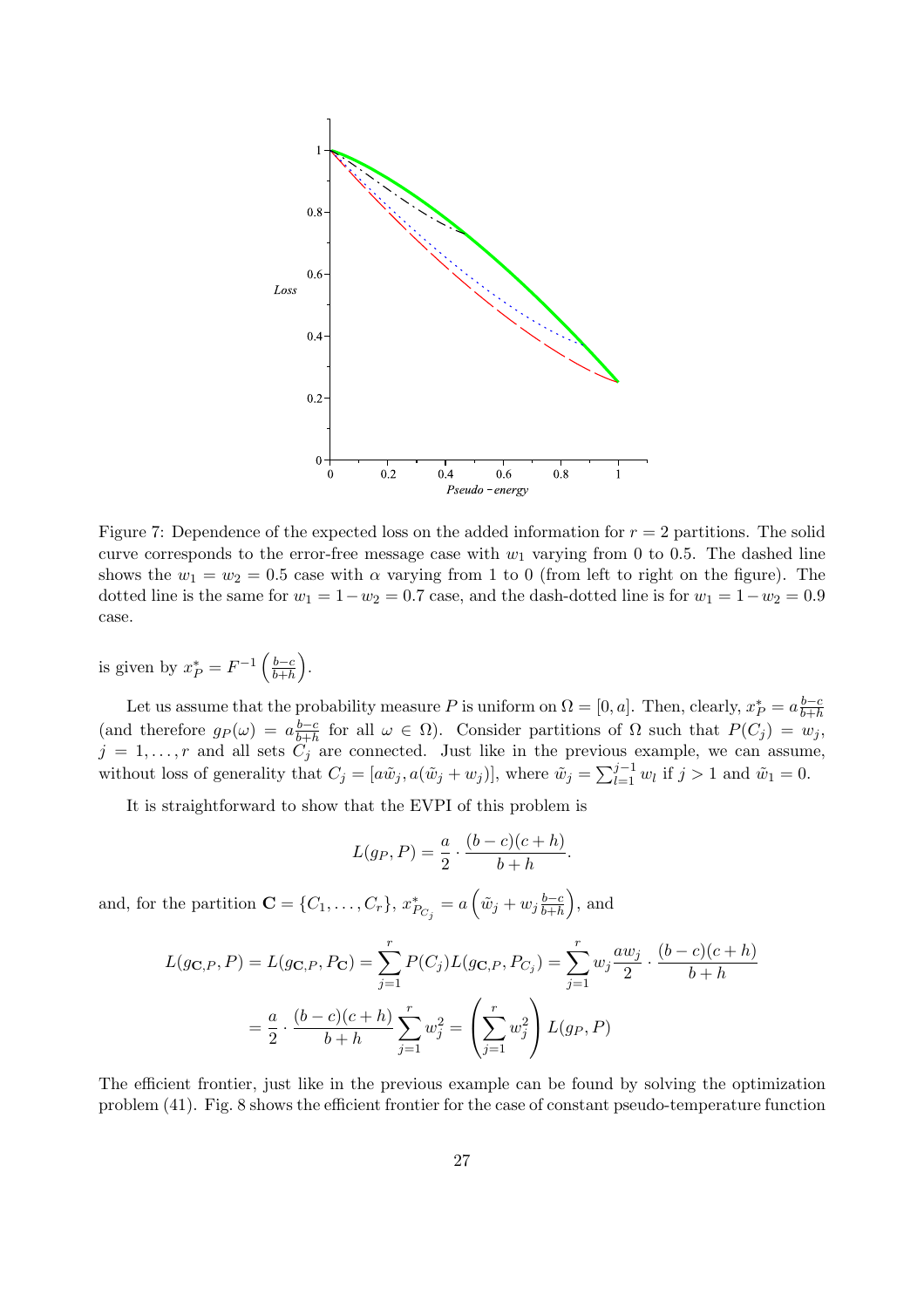Figure 7: Dependence of the expected loss on the added information for $r = 2$ partitions. The solid curve corresponds to the error-free message case with $w_1$ varying from 0 to 0.5. The dashed line shows the $w_1 = w_2 = 0.5$ case with $\alpha$ varying from 1 to 0 (from left to right on the figure). The dotted line is the same for $w_1 = 1 - w_2 = 0.7$ case, and the dash-dotted line is for $w_1 = 1 - w_2 = 0.9$ case.

is given by $x_P^* = F^{-1}\left(\frac{b-c}{b+h}\right)$.

Let us assume that the probability measure $P$ is uniform on $\Omega = [0, a]$. Then, clearly, $x_P^* = a\frac{b-c}{b+h}$ (and therefore $g_P(\omega) = a\frac{b-c}{b+h}$ for all $\omega \in \Omega$). Consider partitions of $\Omega$ such that $P(C_j) = w_j$, $j = 1, \ldots, r$ and all sets $C_j$ are connected. Just like in the previous example, we can assume, without loss of generality that $C_j = [a\tilde{w}_j, a(\tilde{w}_j + w_j)]$, where $\tilde{w}_j = \sum_{l=1}^{j-1} w_l$ if $j > 1$ and $\tilde{w}_1 = 0$.

It is straightforward to show that the EVPI of this problem is

$$L(g_P, P) = \frac{a}{2} \cdot \frac{(b-c)(c+h)}{b+h}.$$

and, for the partition $\mathbf{C} = \{C_1, \ldots, C_r\}$, $x_{P_{C_j}}^* = a\left(\tilde{w}_j + w_j\frac{b-c}{b+h}\right)$, and

$$L(g_{\mathbf{C},P}, P) = L(g_{\mathbf{C},P}, P_{\mathbf{C}}) = \sum_{j=1}^{r} P(C_j) L(g_{\mathbf{C},P}, P_{C_j}) = \sum_{j=1}^{r} w_j \frac{aw_j}{2} \cdot \frac{(b-c)(c+h)}{b+h}$$

$$= \frac{a}{2} \cdot \frac{(b-c)(c+h)}{b+h} \sum_{j=1}^{r} w_j^2 = \left(\sum_{j=1}^{r} w_j^2\right) L(g_P, P)$$

The efficient frontier, just like in the previous example can be found by solving the optimization problem (41). Fig. 8 shows the efficient frontier for the case of constant pseudo-temperature function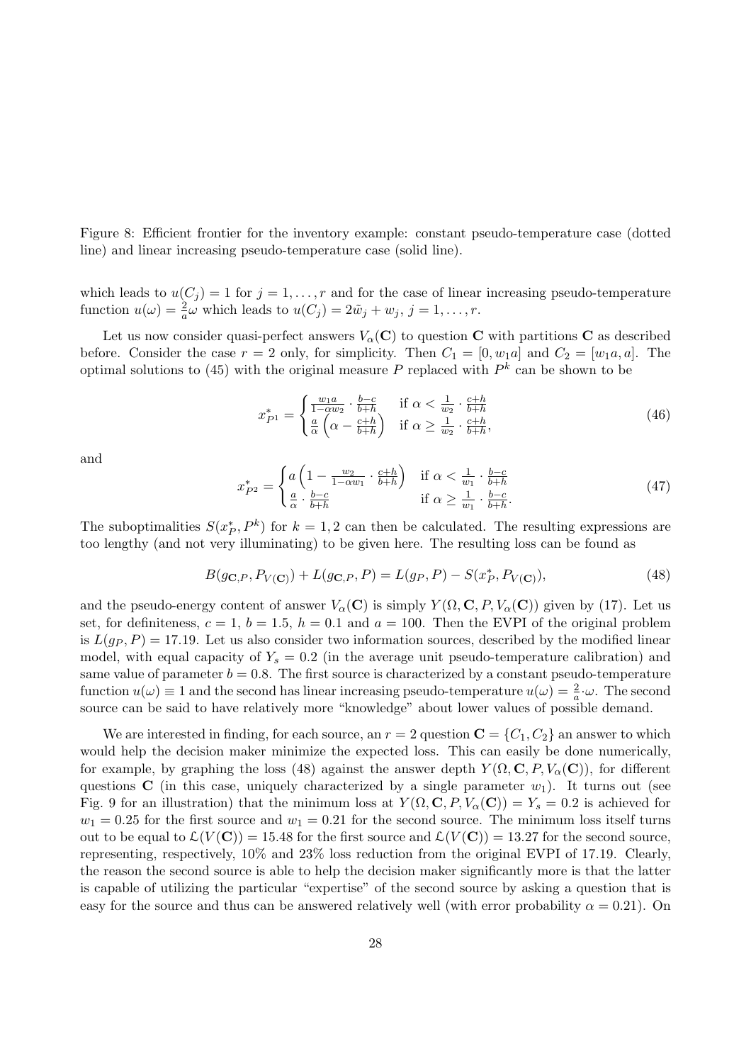Figure 8: Efficient frontier for the inventory example: constant pseudo-temperature case (dotted line) and linear increasing pseudo-temperature case (solid line).

which leads to $u(C_j) = 1$ for $j = 1, \ldots, r$ and for the case of linear increasing pseudo-temperature function $u(\omega) = \frac{2}{a}\omega$ which leads to $u(C_j) = 2\tilde{w}_j + w_j$, $j = 1, \ldots, r$.

Let us now consider quasi-perfect answers $V_\alpha(\mathbf{C})$ to question $\mathbf{C}$ with partitions $\mathbf{C}$ as described before. Consider the case $r = 2$ only, for simplicity. Then $C_1 = [0, w_1 a]$ and $C_2 = [w_1 a, a]$. The optimal solutions to (45) with the original measure $P$ replaced with $P^k$ can be shown to be

$$x^*_{P^1} = \begin{cases} \frac{w_1 a}{1-\alpha w_2} \cdot \frac{b-c}{b+h} & \text{if } \alpha < \frac{1}{w_2} \cdot \frac{c+h}{b+h} \\ \frac{a}{\alpha}\left(\alpha - \frac{c+h}{b+h}\right) & \text{if } \alpha \geq \frac{1}{w_2} \cdot \frac{c+h}{b+h}, \end{cases} \tag{46}$$

and

$$x^*_{P^2} = \begin{cases} a\left(1 - \frac{w_2}{1-\alpha w_1} \cdot \frac{c+h}{b+h}\right) & \text{if } \alpha < \frac{1}{w_1} \cdot \frac{b-c}{b+h} \\ \frac{a}{\alpha} \cdot \frac{b-c}{b+h} & \text{if } \alpha \geq \frac{1}{w_1} \cdot \frac{b-c}{b+h}. \end{cases} \tag{47}$$

The suboptimalities $S(x^*_P, P^k)$ for $k = 1, 2$ can then be calculated. The resulting expressions are too lengthy (and not very illuminating) to be given here. The resulting loss can be found as

$$B(g_{\mathbf{C},P}, P_{V(\mathbf{C})}) + L(g_{\mathbf{C},P}, P) = L(g_P, P) - S(x^*_P, P_{V(\mathbf{C})}), \tag{48}$$

and the pseudo-energy content of answer $V_\alpha(\mathbf{C})$ is simply $Y(\Omega, \mathbf{C}, P, V_\alpha(\mathbf{C}))$ given by (17). Let us set, for definiteness, $c = 1$, $b = 1.5$, $h = 0.1$ and $a = 100$. Then the EVPI of the original problem is $L(g_P, P) = 17.19$. Let us also consider two information sources, described by the modified linear model, with equal capacity of $Y_s = 0.2$ (in the average unit pseudo-temperature calibration) and same value of parameter $b = 0.8$. The first source is characterized by a constant pseudo-temperature function $u(\omega) \equiv 1$ and the second has linear increasing pseudo-temperature $u(\omega) = \frac{2}{a} \cdot \omega$. The second source can be said to have relatively more "knowledge" about lower values of possible demand.

We are interested in finding, for each source, an $r = 2$ question $\mathbf{C} = \{C_1, C_2\}$ an answer to which would help the decision maker minimize the expected loss. This can easily be done numerically, for example, by graphing the loss (48) against the answer depth $Y(\Omega, \mathbf{C}, P, V_\alpha(\mathbf{C}))$, for different questions $\mathbf{C}$ (in this case, uniquely characterized by a single parameter $w_1$). It turns out (see Fig. 9 for an illustration) that the minimum loss at $Y(\Omega, \mathbf{C}, P, V_\alpha(\mathbf{C})) = Y_s = 0.2$ is achieved for $w_1 = 0.25$ for the first source and $w_1 = 0.21$ for the second source. The minimum loss itself turns out to be equal to $\mathcal{L}(V(\mathbf{C})) = 15.48$ for the first source and $\mathcal{L}(V(\mathbf{C})) = 13.27$ for the second source, representing, respectively, 10% and 23% loss reduction from the original EVPI of 17.19. Clearly, the reason the second source is able to help the decision maker significantly more is that the latter is capable of utilizing the particular "expertise" of the second source by asking a question that is easy for the source and thus can be answered relatively well (with error probability $\alpha = 0.21$). On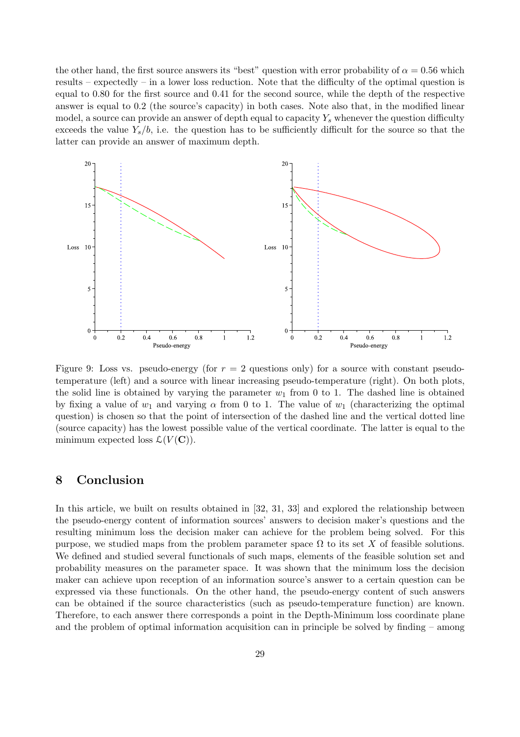the other hand, the first source answers its "best" question with error probability of $\alpha = 0.56$ which results – expectedly – in a lower loss reduction. Note that the difficulty of the optimal question is equal to 0.80 for the first source and 0.41 for the second source, while the depth of the respective answer is equal to 0.2 (the source's capacity) in both cases. Note also that, in the modified linear model, a source can provide an answer of depth equal to capacity $Y_s$ whenever the question difficulty exceeds the value $Y_s/b$, i.e. the question has to be sufficiently difficult for the source so that the latter can provide an answer of maximum depth.

Figure 9: Loss vs. pseudo-energy (for $r = 2$ questions only) for a source with constant pseudo-temperature (left) and a source with linear increasing pseudo-temperature (right). On both plots, the solid line is obtained by varying the parameter $w_1$ from 0 to 1. The dashed line is obtained by fixing a value of $w_1$ and varying $\alpha$ from 0 to 1. The value of $w_1$ (characterizing the optimal question) is chosen so that the point of intersection of the dashed line and the vertical dotted line (source capacity) has the lowest possible value of the vertical coordinate. The latter is equal to the minimum expected loss $\mathcal{L}(V(\mathbf{C}))$.

## 8 Conclusion

In this article, we built on results obtained in [32, 31, 33] and explored the relationship between the pseudo-energy content of information sources' answers to decision maker's questions and the resulting minimum loss the decision maker can achieve for the problem being solved. For this purpose, we studied maps from the problem parameter space $\Omega$ to its set $X$ of feasible solutions. We defined and studied several functionals of such maps, elements of the feasible solution set and probability measures on the parameter space. It was shown that the minimum loss the decision maker can achieve upon reception of an information source's answer to a certain question can be expressed via these functionals. On the other hand, the pseudo-energy content of such answers can be obtained if the source characteristics (such as pseudo-temperature function) are known. Therefore, to each answer there corresponds a point in the Depth-Minimum loss coordinate plane and the problem of optimal information acquisition can in principle be solved by finding – among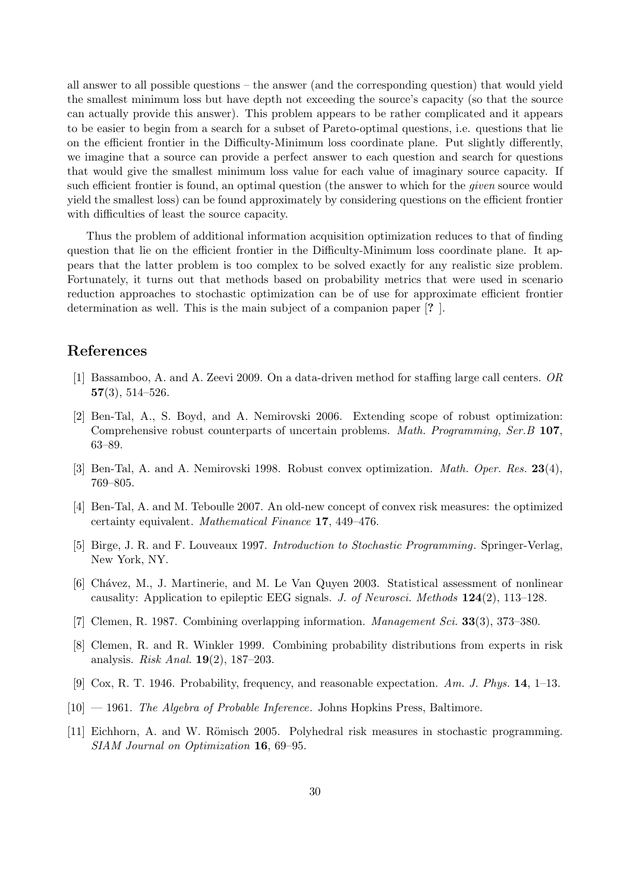all answer to all possible questions – the answer (and the corresponding question) that would yield the smallest minimum loss but have depth not exceeding the source's capacity (so that the source can actually provide this answer). This problem appears to be rather complicated and it appears to be easier to begin from a search for a subset of Pareto-optimal questions, i.e. questions that lie on the efficient frontier in the Difficulty-Minimum loss coordinate plane. Put slightly differently, we imagine that a source can provide a perfect answer to each question and search for questions that would give the smallest minimum loss value for each value of imaginary source capacity. If such efficient frontier is found, an optimal question (the answer to which for the *given* source would yield the smallest loss) can be found approximately by considering questions on the efficient frontier with difficulties of least the source capacity.

Thus the problem of additional information acquisition optimization reduces to that of finding question that lie on the efficient frontier in the Difficulty-Minimum loss coordinate plane. It appears that the latter problem is too complex to be solved exactly for any realistic size problem. Fortunately, it turns out that methods based on probability metrics that were used in scenario reduction approaches to stochastic optimization can be of use for approximate efficient frontier determination as well. This is the main subject of a companion paper [**?** ].

## References

[1] Bassamboo, A. and A. Zeevi 2009. On a data-driven method for staffing large call centers. *OR* **57**(3), 514–526.

[2] Ben-Tal, A., S. Boyd, and A. Nemirovski 2006. Extending scope of robust optimization: Comprehensive robust counterparts of uncertain problems. *Math. Programming, Ser.B* **107**, 63–89.

[3] Ben-Tal, A. and A. Nemirovski 1998. Robust convex optimization. *Math. Oper. Res.* **23**(4), 769–805.

[4] Ben-Tal, A. and M. Teboulle 2007. An old-new concept of convex risk measures: the optimized certainty equivalent. *Mathematical Finance* **17**, 449–476.

[5] Birge, J. R. and F. Louveaux 1997. *Introduction to Stochastic Programming*. Springer-Verlag, New York, NY.

[6] Chávez, M., J. Martinerie, and M. Le Van Quyen 2003. Statistical assessment of nonlinear causality: Application to epileptic EEG signals. *J. of Neurosci. Methods* **124**(2), 113–128.

[7] Clemen, R. 1987. Combining overlapping information. *Management Sci.* **33**(3), 373–380.

[8] Clemen, R. and R. Winkler 1999. Combining probability distributions from experts in risk analysis. *Risk Anal.* **19**(2), 187–203.

[9] Cox, R. T. 1946. Probability, frequency, and reasonable expectation. *Am. J. Phys.* **14**, 1–13.

[10] — 1961. *The Algebra of Probable Inference*. Johns Hopkins Press, Baltimore.

[11] Eichhorn, A. and W. Römisch 2005. Polyhedral risk measures in stochastic programming. *SIAM Journal on Optimization* **16**, 69–95.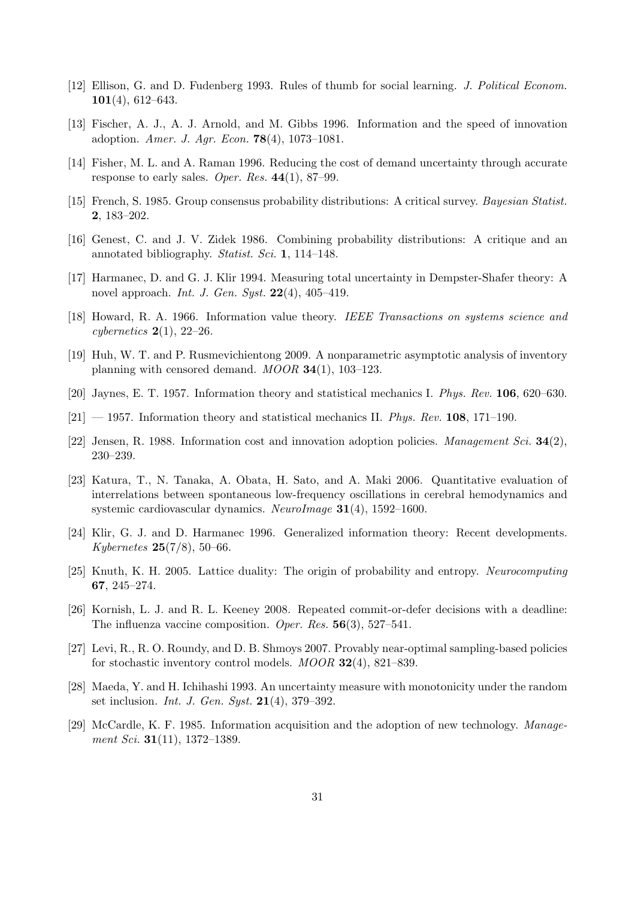[12] Ellison, G. and D. Fudenberg 1993. Rules of thumb for social learning. *J. Political Econom.* **101**(4), 612–643.

[13] Fischer, A. J., A. J. Arnold, and M. Gibbs 1996. Information and the speed of innovation adoption. *Amer. J. Agr. Econ.* **78**(4), 1073–1081.

[14] Fisher, M. L. and A. Raman 1996. Reducing the cost of demand uncertainty through accurate response to early sales. *Oper. Res.* **44**(1), 87–99.

[15] French, S. 1985. Group consensus probability distributions: A critical survey. *Bayesian Statist.* **2**, 183–202.

[16] Genest, C. and J. V. Zidek 1986. Combining probability distributions: A critique and an annotated bibliography. *Statist. Sci.* **1**, 114–148.

[17] Harmanec, D. and G. J. Klir 1994. Measuring total uncertainty in Dempster-Shafer theory: A novel approach. *Int. J. Gen. Syst.* **22**(4), 405–419.

[18] Howard, R. A. 1966. Information value theory. *IEEE Transactions on systems science and cybernetics* **2**(1), 22–26.

[19] Huh, W. T. and P. Rusmevichientong 2009. A nonparametric asymptotic analysis of inventory planning with censored demand. *MOOR* **34**(1), 103–123.

[20] Jaynes, E. T. 1957. Information theory and statistical mechanics I. *Phys. Rev.* **106**, 620–630.

[21] — 1957. Information theory and statistical mechanics II. *Phys. Rev.* **108**, 171–190.

[22] Jensen, R. 1988. Information cost and innovation adoption policies. *Management Sci.* **34**(2), 230–239.

[23] Katura, T., N. Tanaka, A. Obata, H. Sato, and A. Maki 2006. Quantitative evaluation of interrelations between spontaneous low-frequency oscillations in cerebral hemodynamics and systemic cardiovascular dynamics. *NeuroImage* **31**(4), 1592–1600.

[24] Klir, G. J. and D. Harmanec 1996. Generalized information theory: Recent developments. *Kybernetes* **25**(7/8), 50–66.

[25] Knuth, K. H. 2005. Lattice duality: The origin of probability and entropy. *Neurocomputing* **67**, 245–274.

[26] Kornish, L. J. and R. L. Keeney 2008. Repeated commit-or-defer decisions with a deadline: The influenza vaccine composition. *Oper. Res.* **56**(3), 527–541.

[27] Levi, R., R. O. Roundy, and D. B. Shmoys 2007. Provably near-optimal sampling-based policies for stochastic inventory control models. *MOOR* **32**(4), 821–839.

[28] Maeda, Y. and H. Ichihashi 1993. An uncertainty measure with monotonicity under the random set inclusion. *Int. J. Gen. Syst.* **21**(4), 379–392.

[29] McCardle, K. F. 1985. Information acquisition and the adoption of new technology. *Management Sci.* **31**(11), 1372–1389.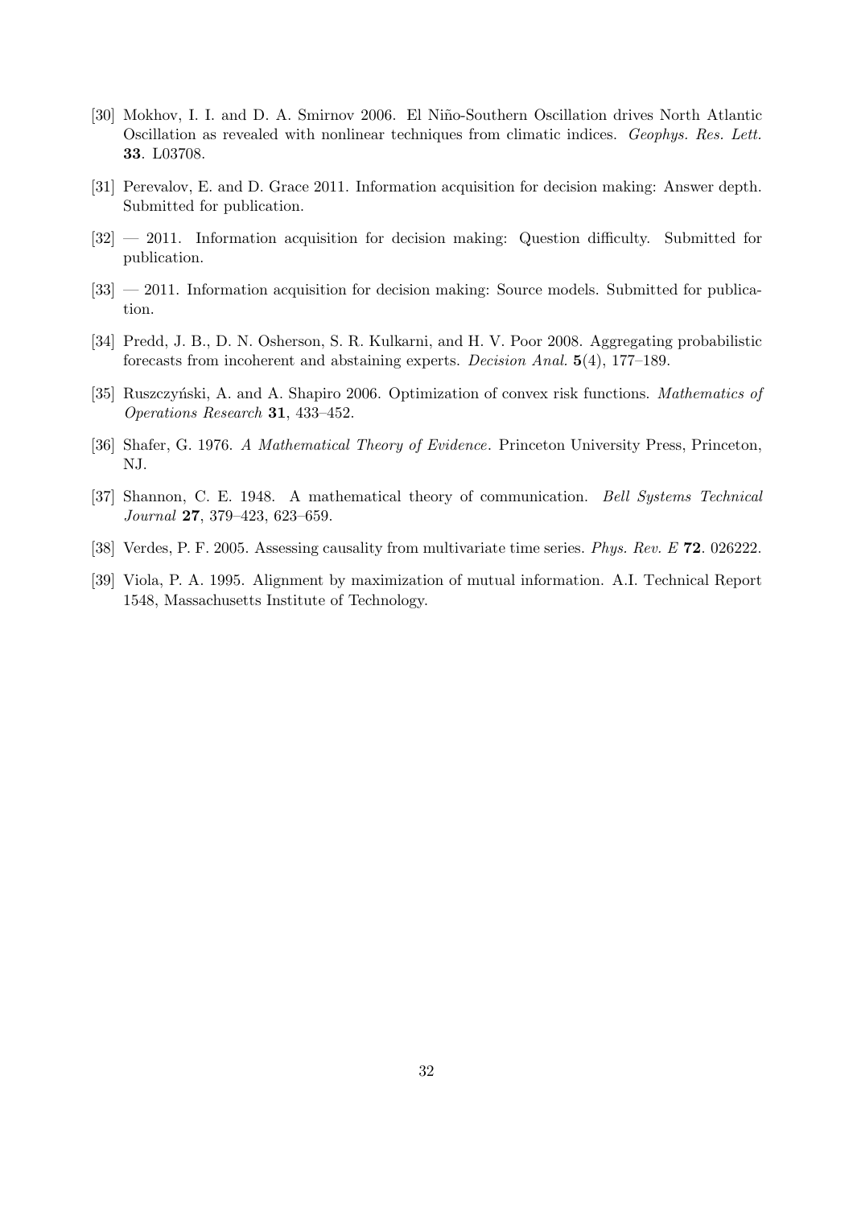[30] Mokhov, I. I. and D. A. Smirnov 2006. El Niño-Southern Oscillation drives North Atlantic Oscillation as revealed with nonlinear techniques from climatic indices. *Geophys. Res. Lett.* **33**. L03708.

[31] Perevalov, E. and D. Grace 2011. Information acquisition for decision making: Answer depth. Submitted for publication.

[32] — 2011. Information acquisition for decision making: Question difficulty. Submitted for publication.

[33] — 2011. Information acquisition for decision making: Source models. Submitted for publication.

[34] Predd, J. B., D. N. Osherson, S. R. Kulkarni, and H. V. Poor 2008. Aggregating probabilistic forecasts from incoherent and abstaining experts. *Decision Anal.* **5**(4), 177–189.

[35] Ruszczyński, A. and A. Shapiro 2006. Optimization of convex risk functions. *Mathematics of Operations Research* **31**, 433–452.

[36] Shafer, G. 1976. *A Mathematical Theory of Evidence*. Princeton University Press, Princeton, NJ.

[37] Shannon, C. E. 1948. A mathematical theory of communication. *Bell Systems Technical Journal* **27**, 379–423, 623–659.

[38] Verdes, P. F. 2005. Assessing causality from multivariate time series. *Phys. Rev. E* **72**. 026222.

[39] Viola, P. A. 1995. Alignment by maximization of mutual information. A.I. Technical Report 1548, Massachusetts Institute of Technology.